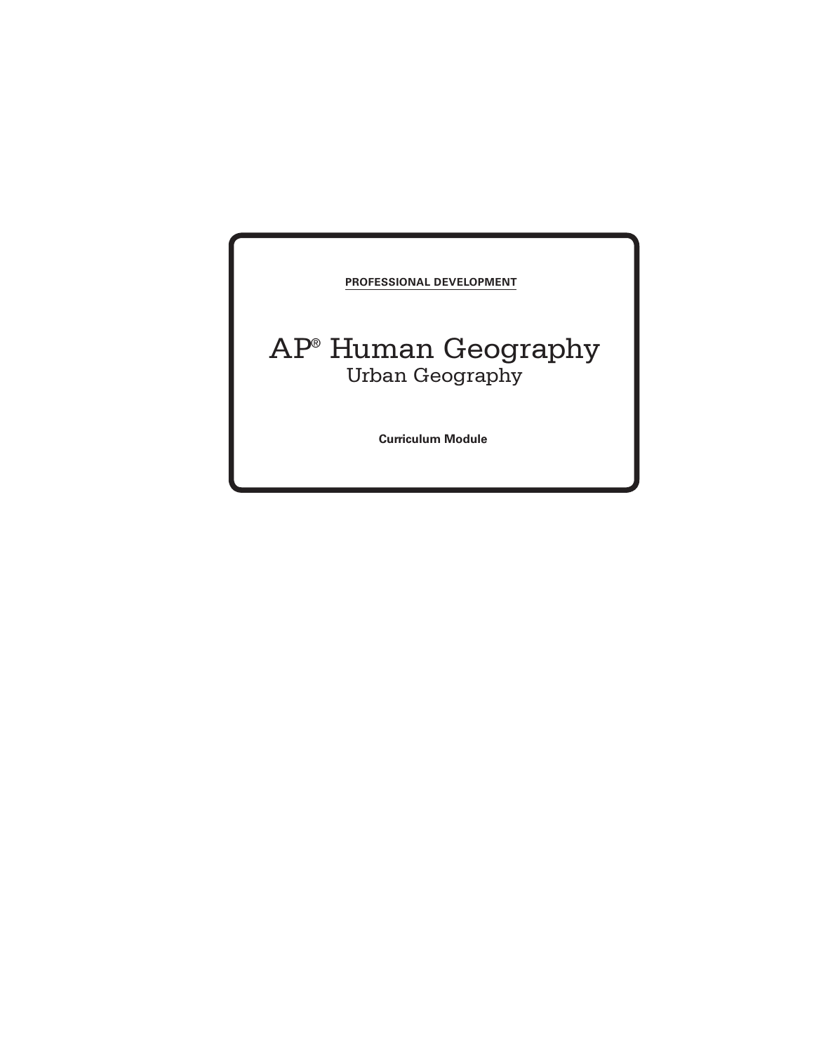**PROFESSIONAL DEVELOPMENT**

# AP® Human Geography

## Urban Geography

**Curriculum Module**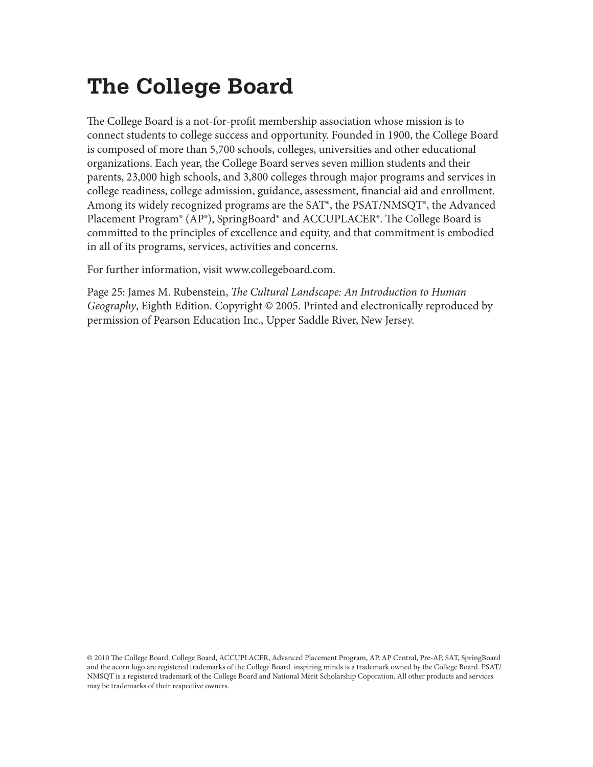# The College Board

The College Board is a not-for-profit membership association whose mission is to connect students to college success and opportunity. Founded in 1900, the College Board is composed of more than 5,700 schools, colleges, universities and other educational organizations. Each year, the College Board serves seven million students and their parents, 23,000 high schools, and 3,800 colleges through major programs and services in college readiness, college admission, guidance, assessment, financial aid and enrollment. Among its widely recognized programs are the SAT®, the PSAT/NMSQT®, the Advanced Placement Program® (AP®), SpringBoard® and ACCUPLACER®. The College Board is committed to the principles of excellence and equity, and that commitment is embodied in all of its programs, services, activities and concerns.

For further information, visit www.collegeboard.com.

Page 25: James M. Rubenstein, *The Cultural Landscape: An Introduction to Human Geography*, Eighth Edition. Copyright © 2005. Printed and electronically reproduced by permission of Pearson Education Inc., Upper Saddle River, New Jersey.

© 2010 The College Board. College Board, ACCUPLACER, Advanced Placement Program, AP, AP Central, Pre-AP, SAT, SpringBoard and the acorn logo are registered trademarks of the College Board. inspiring minds is a trademark owned by the College Board. PSAT/NMSQT is a registered trademark of the College Board and National Merit Scholarship Coporation. All other products and services may be trademarks of their respective owners.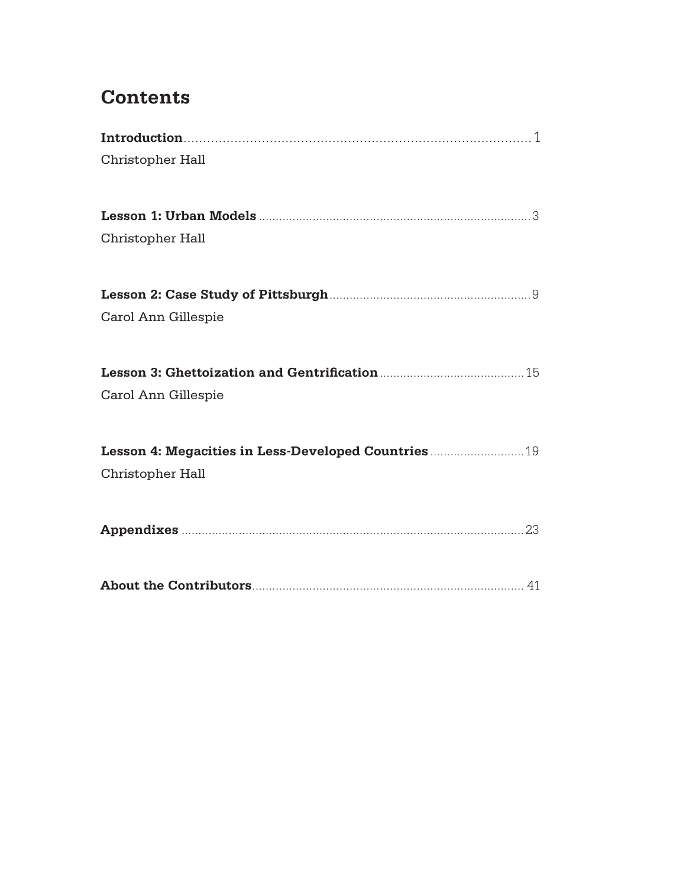# Contents

**Introduction** .......... 1
Christopher Hall

**Lesson 1: Urban Models** .......... 3
Christopher Hall

**Lesson 2: Case Study of Pittsburgh** .......... 9
Carol Ann Gillespie

**Lesson 3: Ghettoization and Gentrification** .......... 15
Carol Ann Gillespie

**Lesson 4: Megacities in Less-Developed Countries** .......... 19
Christopher Hall

**Appendixes** .......... 23

**About the Contributors** .......... 41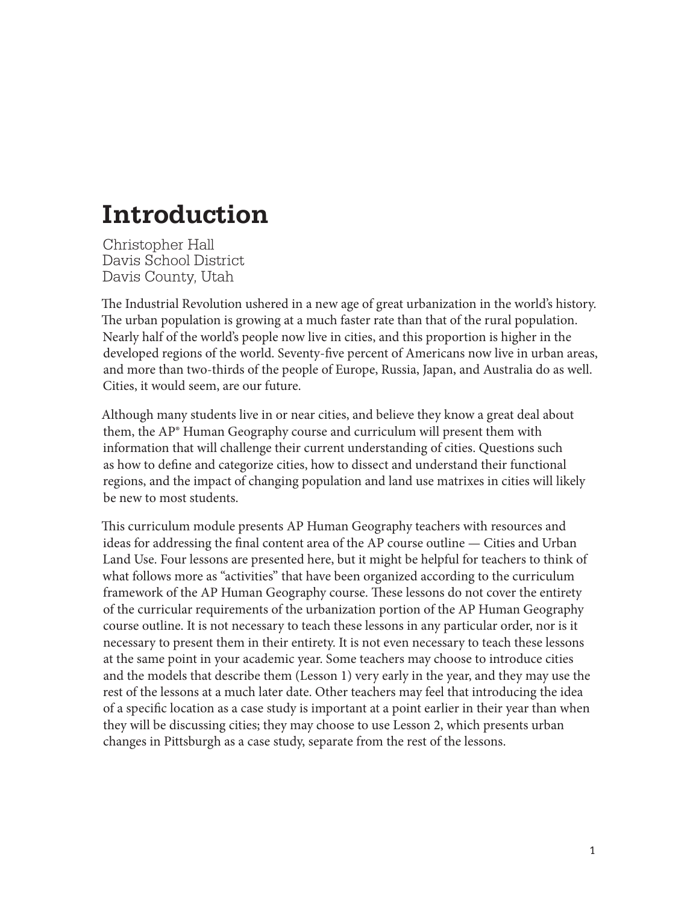# Introduction

Christopher Hall
Davis School District
Davis County, Utah

The Industrial Revolution ushered in a new age of great urbanization in the world's history. The urban population is growing at a much faster rate than that of the rural population. Nearly half of the world's people now live in cities, and this proportion is higher in the developed regions of the world. Seventy-five percent of Americans now live in urban areas, and more than two-thirds of the people of Europe, Russia, Japan, and Australia do as well. Cities, it would seem, are our future.

Although many students live in or near cities, and believe they know a great deal about them, the AP® Human Geography course and curriculum will present them with information that will challenge their current understanding of cities. Questions such as how to define and categorize cities, how to dissect and understand their functional regions, and the impact of changing population and land use matrixes in cities will likely be new to most students.

This curriculum module presents AP Human Geography teachers with resources and ideas for addressing the final content area of the AP course outline — Cities and Urban Land Use. Four lessons are presented here, but it might be helpful for teachers to think of what follows more as "activities" that have been organized according to the curriculum framework of the AP Human Geography course. These lessons do not cover the entirety of the curricular requirements of the urbanization portion of the AP Human Geography course outline. It is not necessary to teach these lessons in any particular order, nor is it necessary to present them in their entirety. It is not even necessary to teach these lessons at the same point in your academic year. Some teachers may choose to introduce cities and the models that describe them (Lesson 1) very early in the year, and they may use the rest of the lessons at a much later date. Other teachers may feel that introducing the idea of a specific location as a case study is important at a point earlier in their year than when they will be discussing cities; they may choose to use Lesson 2, which presents urban changes in Pittsburgh as a case study, separate from the rest of the lessons.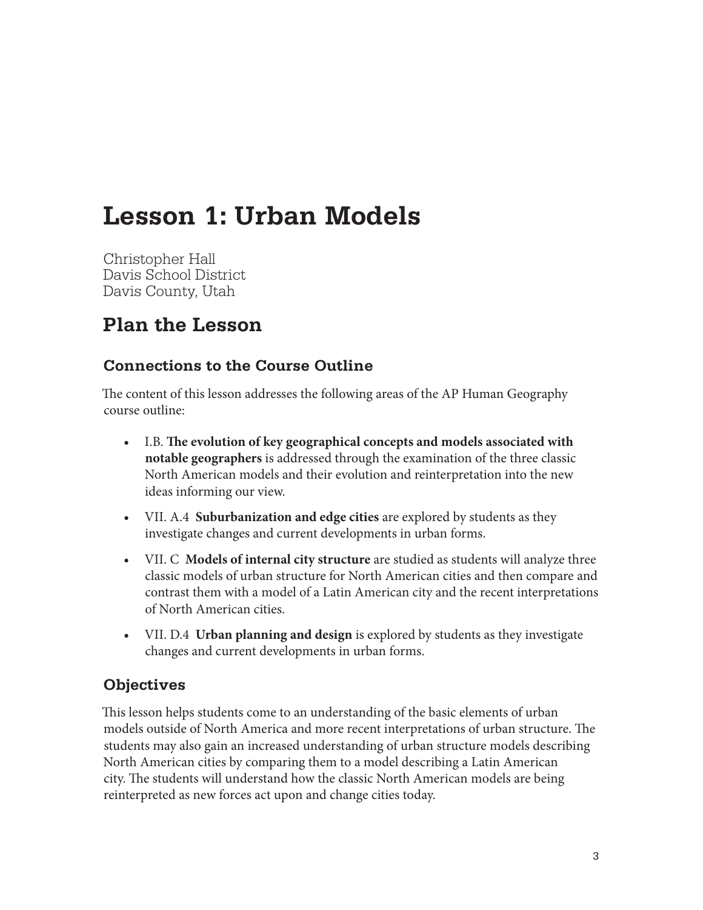# Lesson 1: Urban Models

Christopher Hall
Davis School District
Davis County, Utah

## Plan the Lesson

### Connections to the Course Outline

The content of this lesson addresses the following areas of the AP Human Geography course outline:

- I.B. **The evolution of key geographical concepts and models associated with notable geographers** is addressed through the examination of the three classic North American models and their evolution and reinterpretation into the new ideas informing our view.
- VII. A.4 **Suburbanization and edge cities** are explored by students as they investigate changes and current developments in urban forms.
- VII. C **Models of internal city structure** are studied as students will analyze three classic models of urban structure for North American cities and then compare and contrast them with a model of a Latin American city and the recent interpretations of North American cities.
- VII. D.4 **Urban planning and design** is explored by students as they investigate changes and current developments in urban forms.

### Objectives

This lesson helps students come to an understanding of the basic elements of urban models outside of North America and more recent interpretations of urban structure. The students may also gain an increased understanding of urban structure models describing North American cities by comparing them to a model describing a Latin American city. The students will understand how the classic North American models are being reinterpreted as new forces act upon and change cities today.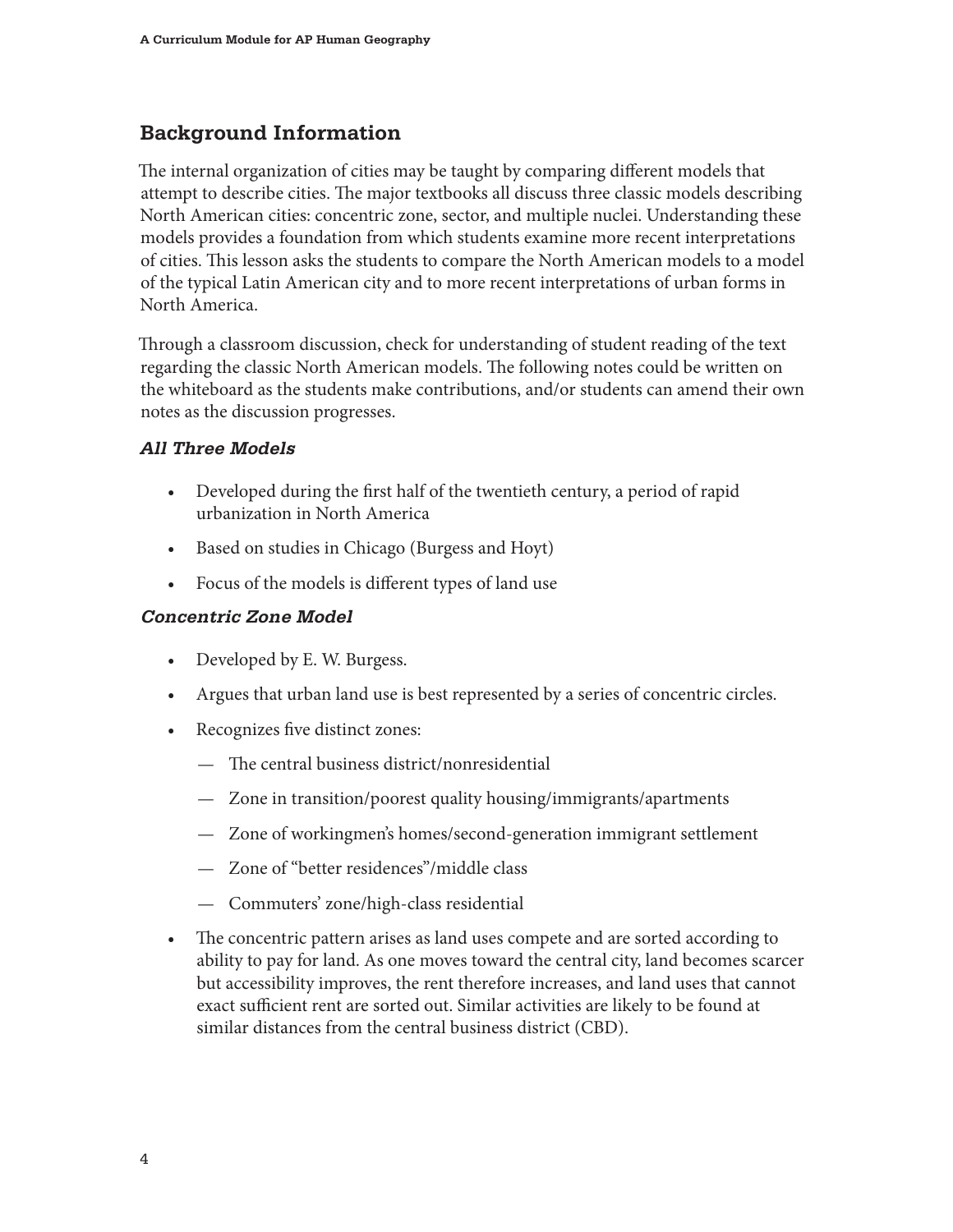## Background Information

The internal organization of cities may be taught by comparing different models that attempt to describe cities. The major textbooks all discuss three classic models describing North American cities: concentric zone, sector, and multiple nuclei. Understanding these models provides a foundation from which students examine more recent interpretations of cities. This lesson asks the students to compare the North American models to a model of the typical Latin American city and to more recent interpretations of urban forms in North America.

Through a classroom discussion, check for understanding of student reading of the text regarding the classic North American models. The following notes could be written on the whiteboard as the students make contributions, and/or students can amend their own notes as the discussion progresses.

### *All Three Models*

- Developed during the first half of the twentieth century, a period of rapid urbanization in North America
- Based on studies in Chicago (Burgess and Hoyt)
- Focus of the models is different types of land use

### *Concentric Zone Model*

- Developed by E. W. Burgess.
- Argues that urban land use is best represented by a series of concentric circles.
- Recognizes five distinct zones:
  - The central business district/nonresidential
  - Zone in transition/poorest quality housing/immigrants/apartments
  - Zone of workingmen's homes/second-generation immigrant settlement
  - Zone of "better residences"/middle class
  - Commuters' zone/high-class residential
- The concentric pattern arises as land uses compete and are sorted according to ability to pay for land. As one moves toward the central city, land becomes scarcer but accessibility improves, the rent therefore increases, and land uses that cannot exact sufficient rent are sorted out. Similar activities are likely to be found at similar distances from the central business district (CBD).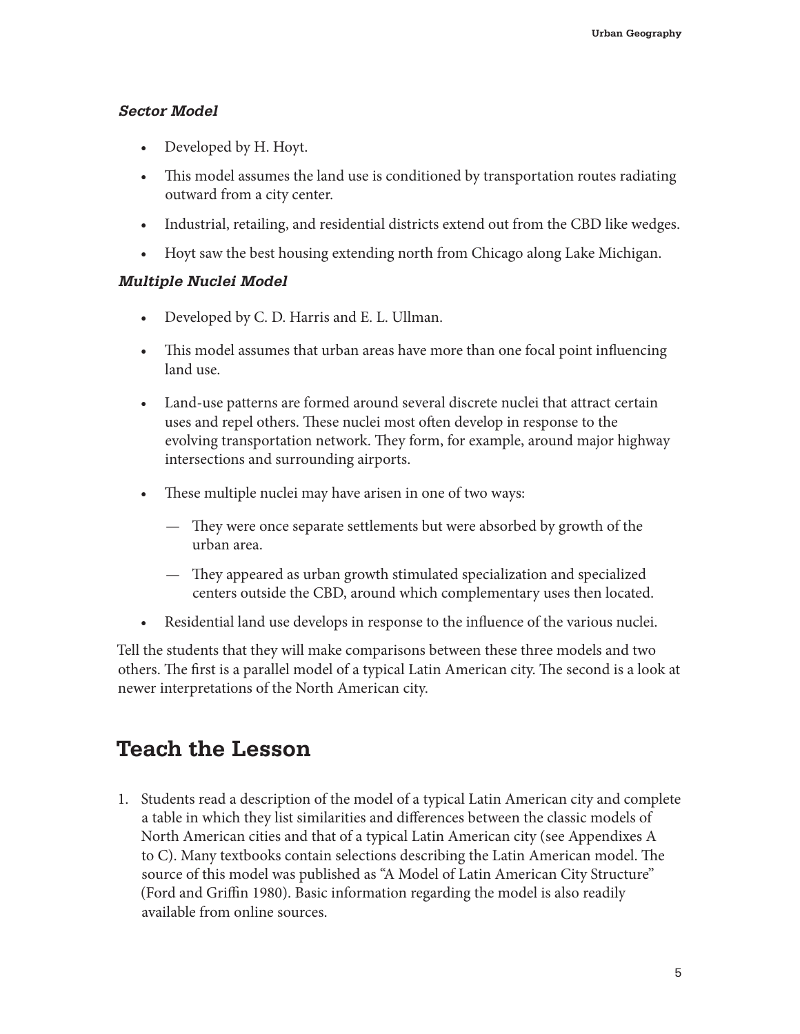### *Sector Model*

- Developed by H. Hoyt.
- This model assumes the land use is conditioned by transportation routes radiating outward from a city center.
- Industrial, retailing, and residential districts extend out from the CBD like wedges.
- Hoyt saw the best housing extending north from Chicago along Lake Michigan.

### *Multiple Nuclei Model*

- Developed by C. D. Harris and E. L. Ullman.
- This model assumes that urban areas have more than one focal point influencing land use.
- Land-use patterns are formed around several discrete nuclei that attract certain uses and repel others. These nuclei most often develop in response to the evolving transportation network. They form, for example, around major highway intersections and surrounding airports.
- These multiple nuclei may have arisen in one of two ways:
    - — They were once separate settlements but were absorbed by growth of the urban area.
    - — They appeared as urban growth stimulated specialization and specialized centers outside the CBD, around which complementary uses then located.
- Residential land use develops in response to the influence of the various nuclei.

Tell the students that they will make comparisons between these three models and two others. The first is a parallel model of a typical Latin American city. The second is a look at newer interpretations of the North American city.

## Teach the Lesson

1. Students read a description of the model of a typical Latin American city and complete a table in which they list similarities and differences between the classic models of North American cities and that of a typical Latin American city (see Appendixes A to C). Many textbooks contain selections describing the Latin American model. The source of this model was published as "A Model of Latin American City Structure" (Ford and Griffin 1980). Basic information regarding the model is also readily available from online sources.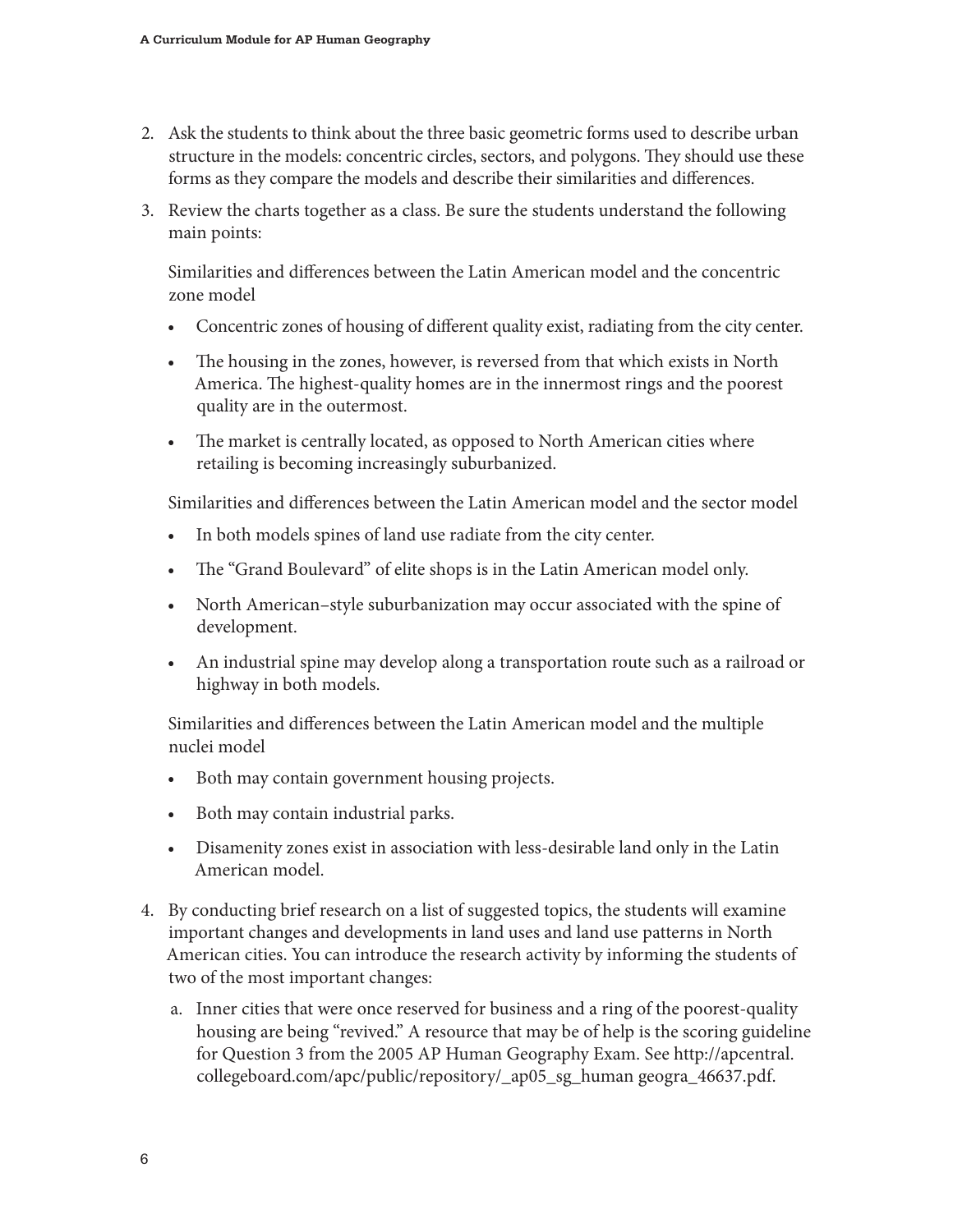2. Ask the students to think about the three basic geometric forms used to describe urban structure in the models: concentric circles, sectors, and polygons. They should use these forms as they compare the models and describe their similarities and differences.

3. Review the charts together as a class. Be sure the students understand the following main points:

   Similarities and differences between the Latin American model and the concentric zone model

   - Concentric zones of housing of different quality exist, radiating from the city center.
   - The housing in the zones, however, is reversed from that which exists in North America. The highest-quality homes are in the innermost rings and the poorest quality are in the outermost.
   - The market is centrally located, as opposed to North American cities where retailing is becoming increasingly suburbanized.

   Similarities and differences between the Latin American model and the sector model

   - In both models spines of land use radiate from the city center.
   - The "Grand Boulevard" of elite shops is in the Latin American model only.
   - North American–style suburbanization may occur associated with the spine of development.
   - An industrial spine may develop along a transportation route such as a railroad or highway in both models.

   Similarities and differences between the Latin American model and the multiple nuclei model

   - Both may contain government housing projects.
   - Both may contain industrial parks.
   - Disamenity zones exist in association with less-desirable land only in the Latin American model.

4. By conducting brief research on a list of suggested topics, the students will examine important changes and developments in land uses and land use patterns in North American cities. You can introduce the research activity by informing the students of two of the most important changes:

   a. Inner cities that were once reserved for business and a ring of the poorest-quality housing are being "revived." A resource that may be of help is the scoring guideline for Question 3 from the 2005 AP Human Geography Exam. See http://apcentral.collegeboard.com/apc/public/repository/_ap05_sg_human geogra_46637.pdf.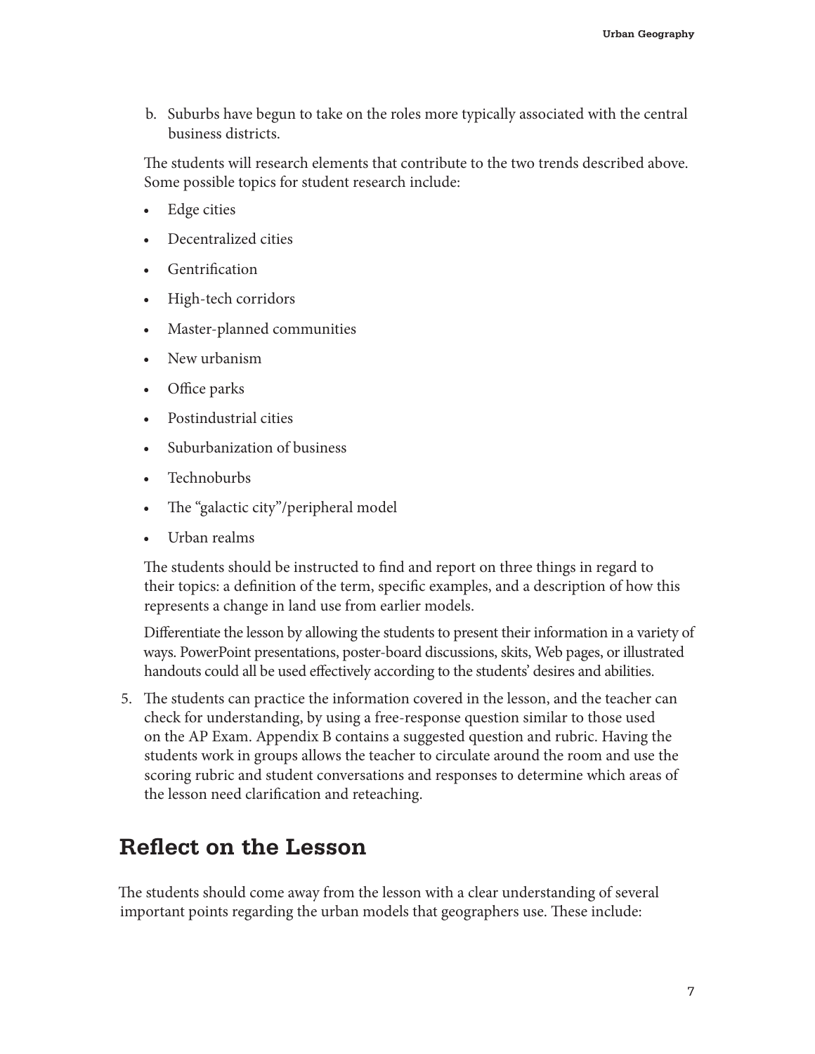b. Suburbs have begun to take on the roles more typically associated with the central business districts.

The students will research elements that contribute to the two trends described above. Some possible topics for student research include:

- Edge cities
- Decentralized cities
- Gentrification
- High-tech corridors
- Master-planned communities
- New urbanism
- Office parks
- Postindustrial cities
- Suburbanization of business
- Technoburbs
- The "galactic city"/peripheral model
- Urban realms

The students should be instructed to find and report on three things in regard to their topics: a definition of the term, specific examples, and a description of how this represents a change in land use from earlier models.

Differentiate the lesson by allowing the students to present their information in a variety of ways. PowerPoint presentations, poster-board discussions, skits, Web pages, or illustrated handouts could all be used effectively according to the students' desires and abilities.

5. The students can practice the information covered in the lesson, and the teacher can check for understanding, by using a free-response question similar to those used on the AP Exam. Appendix B contains a suggested question and rubric. Having the students work in groups allows the teacher to circulate around the room and use the scoring rubric and student conversations and responses to determine which areas of the lesson need clarification and reteaching.

## Reflect on the Lesson

The students should come away from the lesson with a clear understanding of several important points regarding the urban models that geographers use. These include: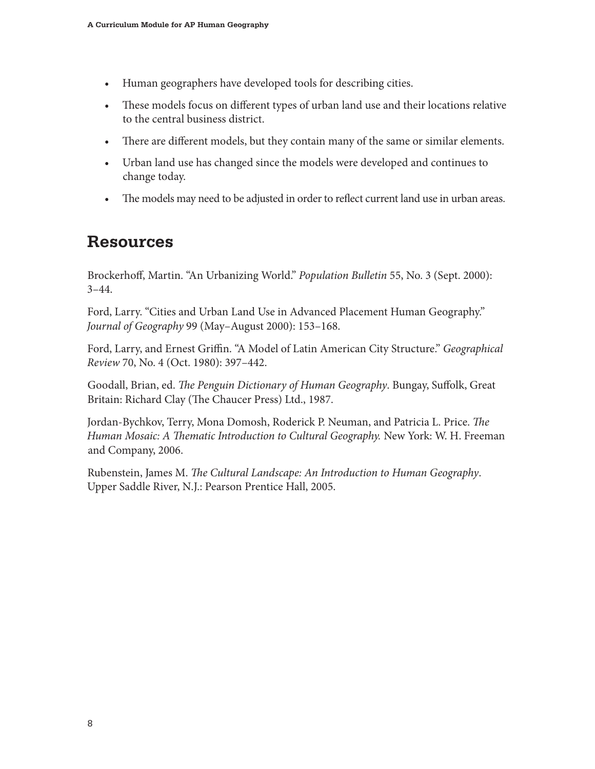- Human geographers have developed tools for describing cities.
- These models focus on different types of urban land use and their locations relative to the central business district.
- There are different models, but they contain many of the same or similar elements.
- Urban land use has changed since the models were developed and continues to change today.
- The models may need to be adjusted in order to reflect current land use in urban areas.

## Resources

Brockerhoff, Martin. "An Urbanizing World." *Population Bulletin* 55, No. 3 (Sept. 2000): 3–44.

Ford, Larry. "Cities and Urban Land Use in Advanced Placement Human Geography." *Journal of Geography* 99 (May–August 2000): 153–168.

Ford, Larry, and Ernest Griffin. "A Model of Latin American City Structure." *Geographical Review* 70, No. 4 (Oct. 1980): 397–442.

Goodall, Brian, ed. *The Penguin Dictionary of Human Geography*. Bungay, Suffolk, Great Britain: Richard Clay (The Chaucer Press) Ltd., 1987.

Jordan-Bychkov, Terry, Mona Domosh, Roderick P. Neuman, and Patricia L. Price. *The Human Mosaic: A Thematic Introduction to Cultural Geography.* New York: W. H. Freeman and Company, 2006.

Rubenstein, James M. *The Cultural Landscape: An Introduction to Human Geography*. Upper Saddle River, N.J.: Pearson Prentice Hall, 2005.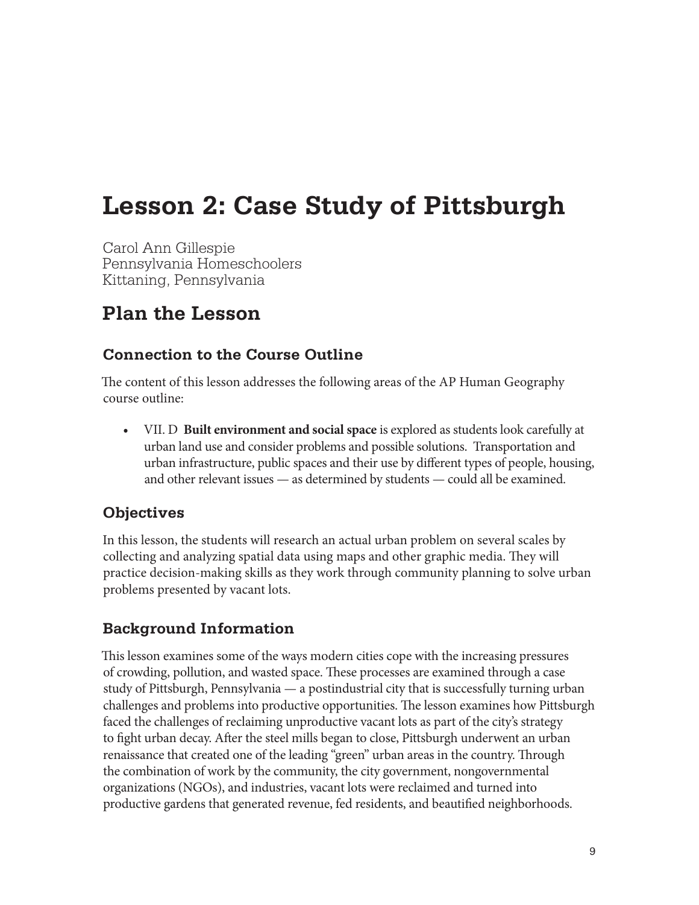# Lesson 2: Case Study of Pittsburgh

Carol Ann Gillespie
Pennsylvania Homeschoolers
Kittaning, Pennsylvania

## Plan the Lesson

### Connection to the Course Outline

The content of this lesson addresses the following areas of the AP Human Geography course outline:

- VII. D **Built environment and social space** is explored as students look carefully at urban land use and consider problems and possible solutions. Transportation and urban infrastructure, public spaces and their use by different types of people, housing, and other relevant issues — as determined by students — could all be examined.

### Objectives

In this lesson, the students will research an actual urban problem on several scales by collecting and analyzing spatial data using maps and other graphic media. They will practice decision-making skills as they work through community planning to solve urban problems presented by vacant lots.

### Background Information

This lesson examines some of the ways modern cities cope with the increasing pressures of crowding, pollution, and wasted space. These processes are examined through a case study of Pittsburgh, Pennsylvania — a postindustrial city that is successfully turning urban challenges and problems into productive opportunities. The lesson examines how Pittsburgh faced the challenges of reclaiming unproductive vacant lots as part of the city's strategy to fight urban decay. After the steel mills began to close, Pittsburgh underwent an urban renaissance that created one of the leading "green" urban areas in the country. Through the combination of work by the community, the city government, nongovernmental organizations (NGOs), and industries, vacant lots were reclaimed and turned into productive gardens that generated revenue, fed residents, and beautified neighborhoods.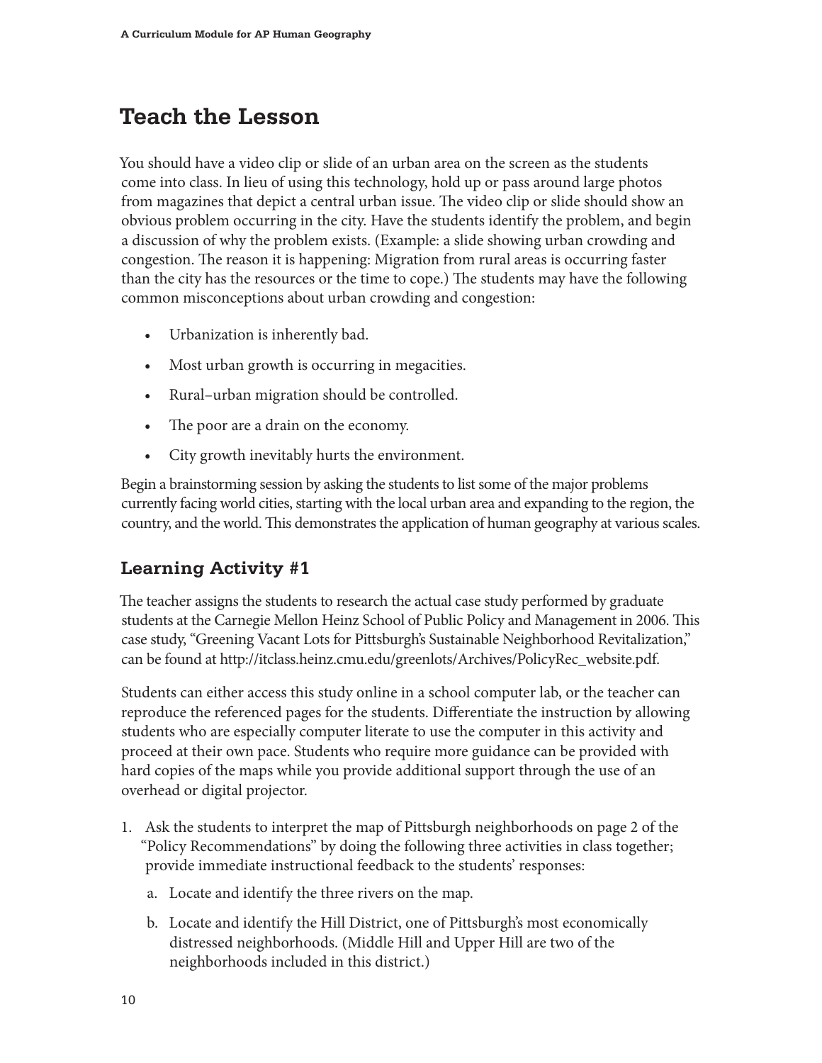## Teach the Lesson

You should have a video clip or slide of an urban area on the screen as the students come into class. In lieu of using this technology, hold up or pass around large photos from magazines that depict a central urban issue. The video clip or slide should show an obvious problem occurring in the city. Have the students identify the problem, and begin a discussion of why the problem exists. (Example: a slide showing urban crowding and congestion. The reason it is happening: Migration from rural areas is occurring faster than the city has the resources or the time to cope.) The students may have the following common misconceptions about urban crowding and congestion:

- Urbanization is inherently bad.
- Most urban growth is occurring in megacities.
- Rural–urban migration should be controlled.
- The poor are a drain on the economy.
- City growth inevitably hurts the environment.

Begin a brainstorming session by asking the students to list some of the major problems currently facing world cities, starting with the local urban area and expanding to the region, the country, and the world. This demonstrates the application of human geography at various scales.

### Learning Activity #1

The teacher assigns the students to research the actual case study performed by graduate students at the Carnegie Mellon Heinz School of Public Policy and Management in 2006. This case study, "Greening Vacant Lots for Pittsburgh's Sustainable Neighborhood Revitalization," can be found at http://itclass.heinz.cmu.edu/greenlots/Archives/PolicyRec_website.pdf.

Students can either access this study online in a school computer lab, or the teacher can reproduce the referenced pages for the students. Differentiate the instruction by allowing students who are especially computer literate to use the computer in this activity and proceed at their own pace. Students who require more guidance can be provided with hard copies of the maps while you provide additional support through the use of an overhead or digital projector.

1. Ask the students to interpret the map of Pittsburgh neighborhoods on page 2 of the "Policy Recommendations" by doing the following three activities in class together; provide immediate instructional feedback to the students' responses:
   a. Locate and identify the three rivers on the map.
   b. Locate and identify the Hill District, one of Pittsburgh's most economically distressed neighborhoods. (Middle Hill and Upper Hill are two of the neighborhoods included in this district.)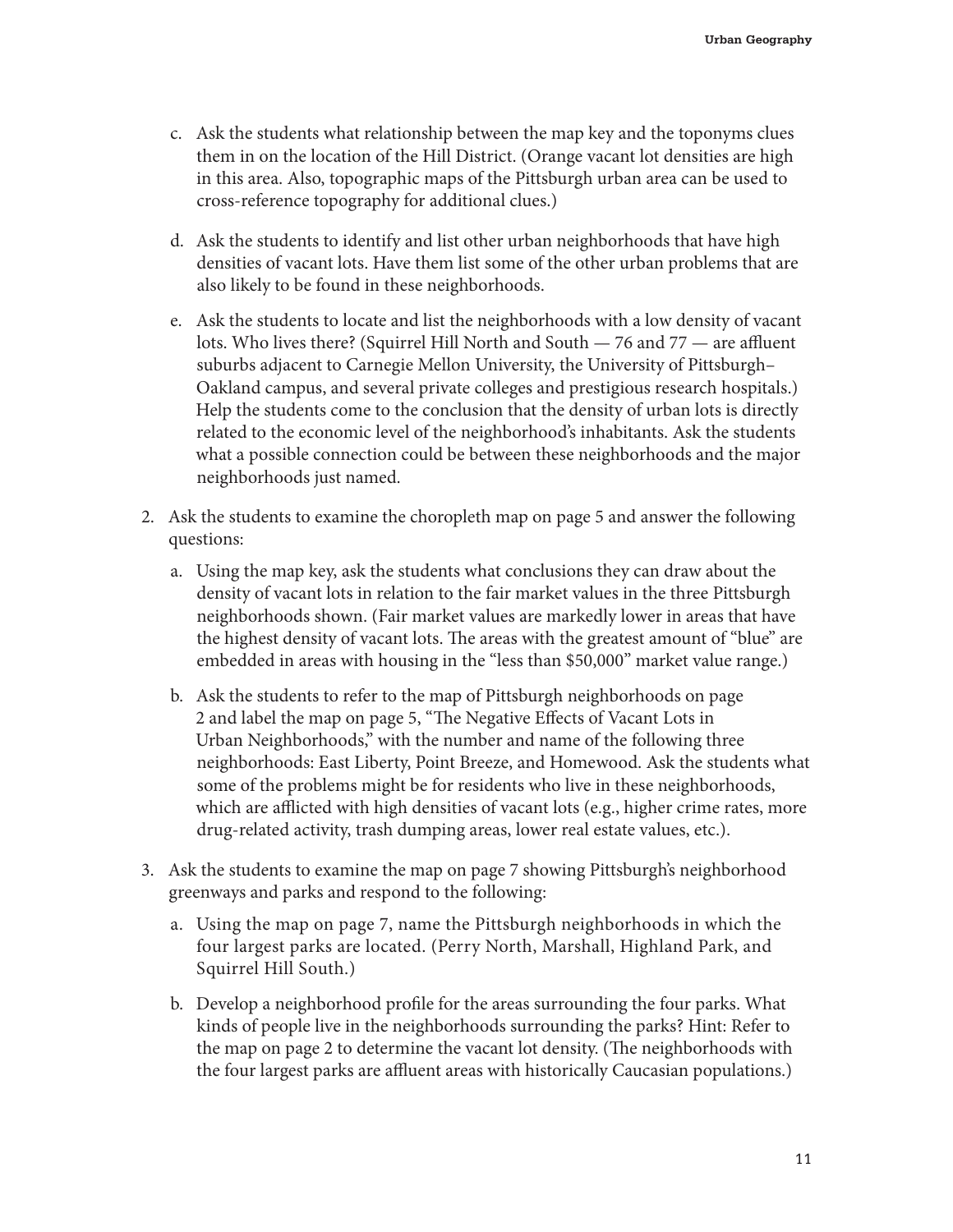c. Ask the students what relationship between the map key and the toponyms clues them in on the location of the Hill District. (Orange vacant lot densities are high in this area. Also, topographic maps of the Pittsburgh urban area can be used to cross-reference topography for additional clues.)

d. Ask the students to identify and list other urban neighborhoods that have high densities of vacant lots. Have them list some of the other urban problems that are also likely to be found in these neighborhoods.

e. Ask the students to locate and list the neighborhoods with a low density of vacant lots. Who lives there? (Squirrel Hill North and South — 76 and 77 — are affluent suburbs adjacent to Carnegie Mellon University, the University of Pittsburgh–Oakland campus, and several private colleges and prestigious research hospitals.) Help the students come to the conclusion that the density of urban lots is directly related to the economic level of the neighborhood's inhabitants. Ask the students what a possible connection could be between these neighborhoods and the major neighborhoods just named.

2. Ask the students to examine the choropleth map on page 5 and answer the following questions:

   a. Using the map key, ask the students what conclusions they can draw about the density of vacant lots in relation to the fair market values in the three Pittsburgh neighborhoods shown. (Fair market values are markedly lower in areas that have the highest density of vacant lots. The areas with the greatest amount of "blue" are embedded in areas with housing in the "less than $50,000" market value range.)

   b. Ask the students to refer to the map of Pittsburgh neighborhoods on page 2 and label the map on page 5, "The Negative Effects of Vacant Lots in Urban Neighborhoods," with the number and name of the following three neighborhoods: East Liberty, Point Breeze, and Homewood. Ask the students what some of the problems might be for residents who live in these neighborhoods, which are afflicted with high densities of vacant lots (e.g., higher crime rates, more drug-related activity, trash dumping areas, lower real estate values, etc.).

3. Ask the students to examine the map on page 7 showing Pittsburgh's neighborhood greenways and parks and respond to the following:

   a. Using the map on page 7, name the Pittsburgh neighborhoods in which the four largest parks are located. (Perry North, Marshall, Highland Park, and Squirrel Hill South.)

   b. Develop a neighborhood profile for the areas surrounding the four parks. What kinds of people live in the neighborhoods surrounding the parks? Hint: Refer to the map on page 2 to determine the vacant lot density. (The neighborhoods with the four largest parks are affluent areas with historically Caucasian populations.)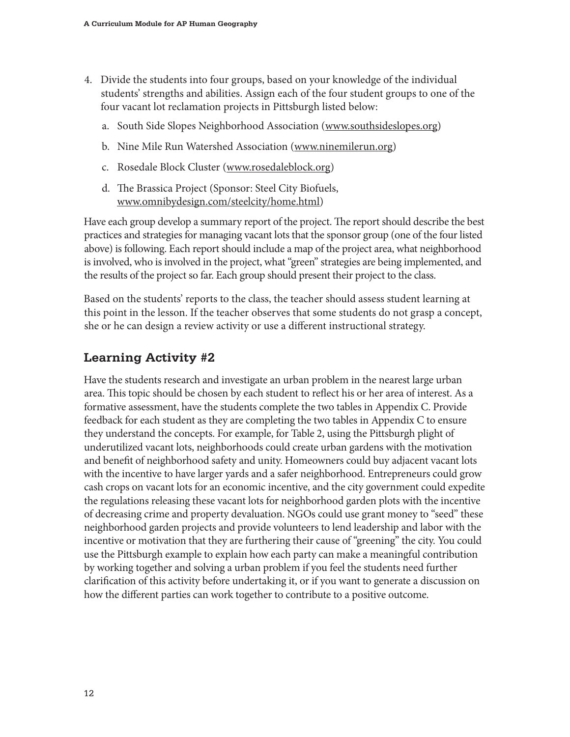4. Divide the students into four groups, based on your knowledge of the individual students' strengths and abilities. Assign each of the four student groups to one of the four vacant lot reclamation projects in Pittsburgh listed below:

    a. South Side Slopes Neighborhood Association (www.southsideslopes.org)

    b. Nine Mile Run Watershed Association (www.ninemilerun.org)

    c. Rosedale Block Cluster (www.rosedaleblock.org)

    d. The Brassica Project (Sponsor: Steel City Biofuels, www.omnibydesign.com/steelcity/home.html)

Have each group develop a summary report of the project. The report should describe the best practices and strategies for managing vacant lots that the sponsor group (one of the four listed above) is following. Each report should include a map of the project area, what neighborhood is involved, who is involved in the project, what "green" strategies are being implemented, and the results of the project so far. Each group should present their project to the class.

Based on the students' reports to the class, the teacher should assess student learning at this point in the lesson. If the teacher observes that some students do not grasp a concept, she or he can design a review activity or use a different instructional strategy.

## Learning Activity #2

Have the students research and investigate an urban problem in the nearest large urban area. This topic should be chosen by each student to reflect his or her area of interest. As a formative assessment, have the students complete the two tables in Appendix C. Provide feedback for each student as they are completing the two tables in Appendix C to ensure they understand the concepts. For example, for Table 2, using the Pittsburgh plight of underutilized vacant lots, neighborhoods could create urban gardens with the motivation and benefit of neighborhood safety and unity. Homeowners could buy adjacent vacant lots with the incentive to have larger yards and a safer neighborhood. Entrepreneurs could grow cash crops on vacant lots for an economic incentive, and the city government could expedite the regulations releasing these vacant lots for neighborhood garden plots with the incentive of decreasing crime and property devaluation. NGOs could use grant money to "seed" these neighborhood garden projects and provide volunteers to lend leadership and labor with the incentive or motivation that they are furthering their cause of "greening" the city. You could use the Pittsburgh example to explain how each party can make a meaningful contribution by working together and solving a urban problem if you feel the students need further clarification of this activity before undertaking it, or if you want to generate a discussion on how the different parties can work together to contribute to a positive outcome.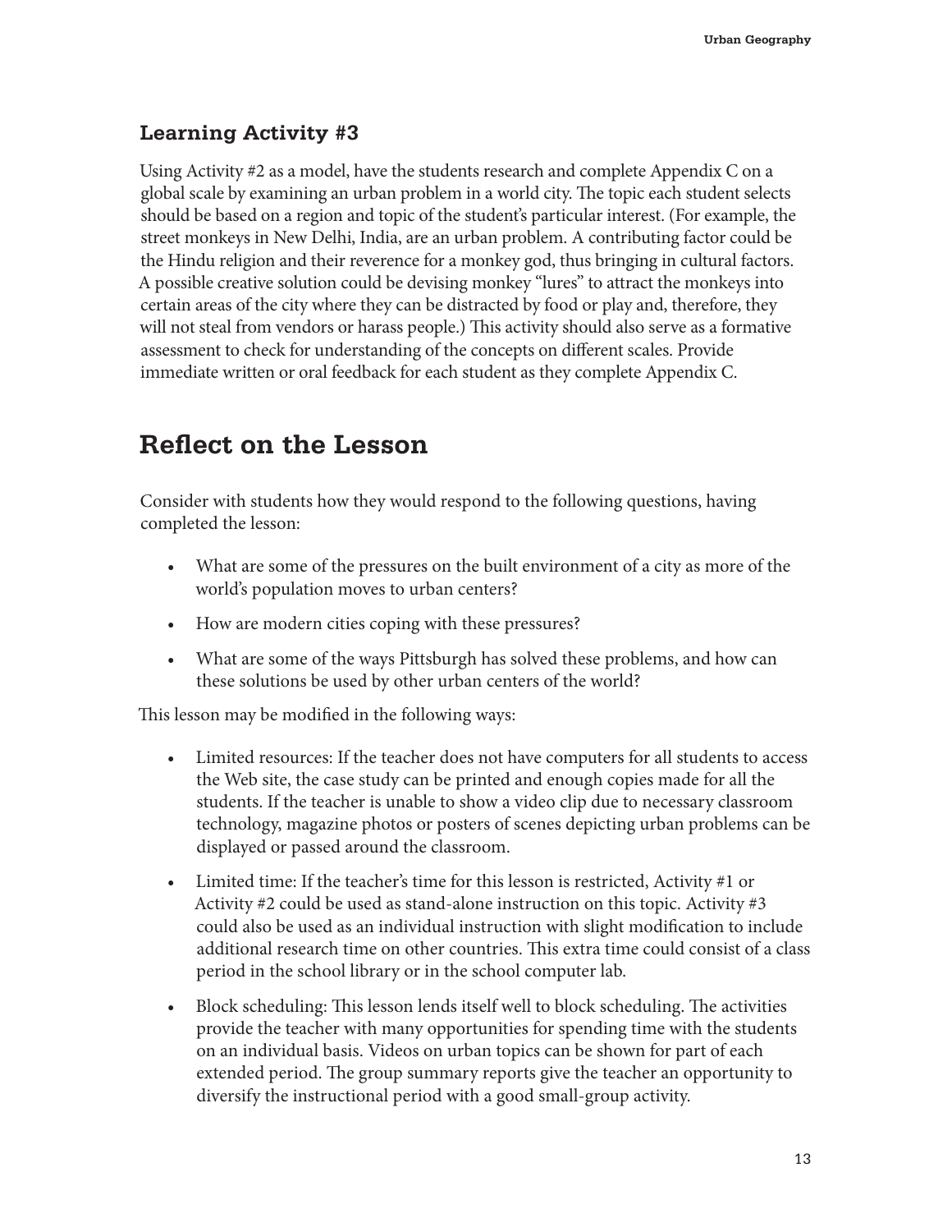### Learning Activity #3

Using Activity #2 as a model, have the students research and complete Appendix C on a global scale by examining an urban problem in a world city. The topic each student selects should be based on a region and topic of the student's particular interest. (For example, the street monkeys in New Delhi, India, are an urban problem. A contributing factor could be the Hindu religion and their reverence for a monkey god, thus bringing in cultural factors. A possible creative solution could be devising monkey "lures" to attract the monkeys into certain areas of the city where they can be distracted by food or play and, therefore, they will not steal from vendors or harass people.) This activity should also serve as a formative assessment to check for understanding of the concepts on different scales. Provide immediate written or oral feedback for each student as they complete Appendix C.

## Reflect on the Lesson

Consider with students how they would respond to the following questions, having completed the lesson:

- What are some of the pressures on the built environment of a city as more of the world's population moves to urban centers?
- How are modern cities coping with these pressures?
- What are some of the ways Pittsburgh has solved these problems, and how can these solutions be used by other urban centers of the world?

This lesson may be modified in the following ways:

- Limited resources: If the teacher does not have computers for all students to access the Web site, the case study can be printed and enough copies made for all the students. If the teacher is unable to show a video clip due to necessary classroom technology, magazine photos or posters of scenes depicting urban problems can be displayed or passed around the classroom.
- Limited time: If the teacher's time for this lesson is restricted, Activity #1 or Activity #2 could be used as stand-alone instruction on this topic. Activity #3 could also be used as an individual instruction with slight modification to include additional research time on other countries. This extra time could consist of a class period in the school library or in the school computer lab.
- Block scheduling: This lesson lends itself well to block scheduling. The activities provide the teacher with many opportunities for spending time with the students on an individual basis. Videos on urban topics can be shown for part of each extended period. The group summary reports give the teacher an opportunity to diversify the instructional period with a good small-group activity.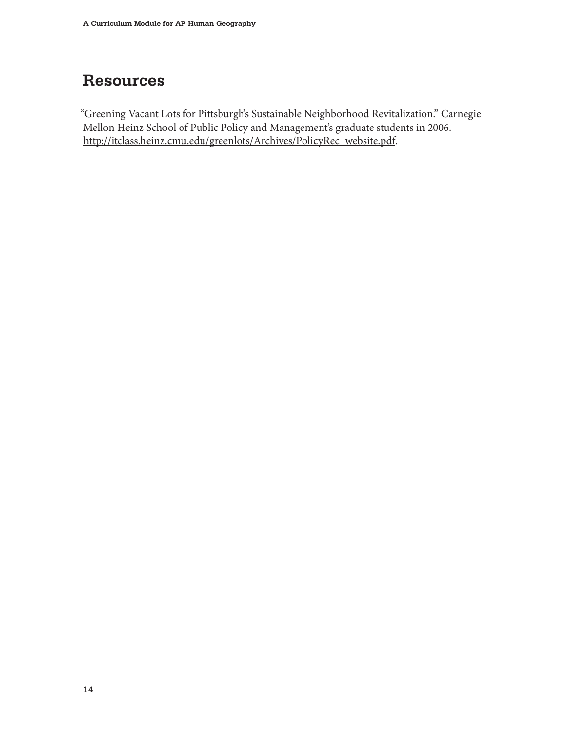## Resources

"Greening Vacant Lots for Pittsburgh's Sustainable Neighborhood Revitalization." Carnegie Mellon Heinz School of Public Policy and Management's graduate students in 2006. http://itclass.heinz.cmu.edu/greenlots/Archives/PolicyRec_website.pdf.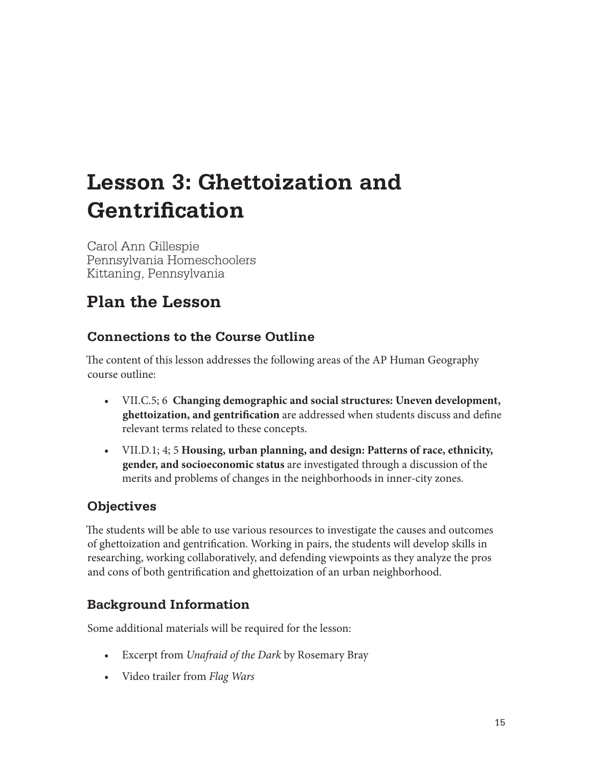# Lesson 3: Ghettoization and Gentrification

Carol Ann Gillespie
Pennsylvania Homeschoolers
Kittaning, Pennsylvania

## Plan the Lesson

### Connections to the Course Outline

The content of this lesson addresses the following areas of the AP Human Geography course outline:

- VII.C.5; 6 **Changing demographic and social structures: Uneven development, ghettoization, and gentrification** are addressed when students discuss and define relevant terms related to these concepts.
- VII.D.1; 4; 5 **Housing, urban planning, and design: Patterns of race, ethnicity, gender, and socioeconomic status** are investigated through a discussion of the merits and problems of changes in the neighborhoods in inner-city zones.

### Objectives

The students will be able to use various resources to investigate the causes and outcomes of ghettoization and gentrification. Working in pairs, the students will develop skills in researching, working collaboratively, and defending viewpoints as they analyze the pros and cons of both gentrification and ghettoization of an urban neighborhood.

### Background Information

Some additional materials will be required for the lesson:

- Excerpt from *Unafraid of the Dark* by Rosemary Bray
- Video trailer from *Flag Wars*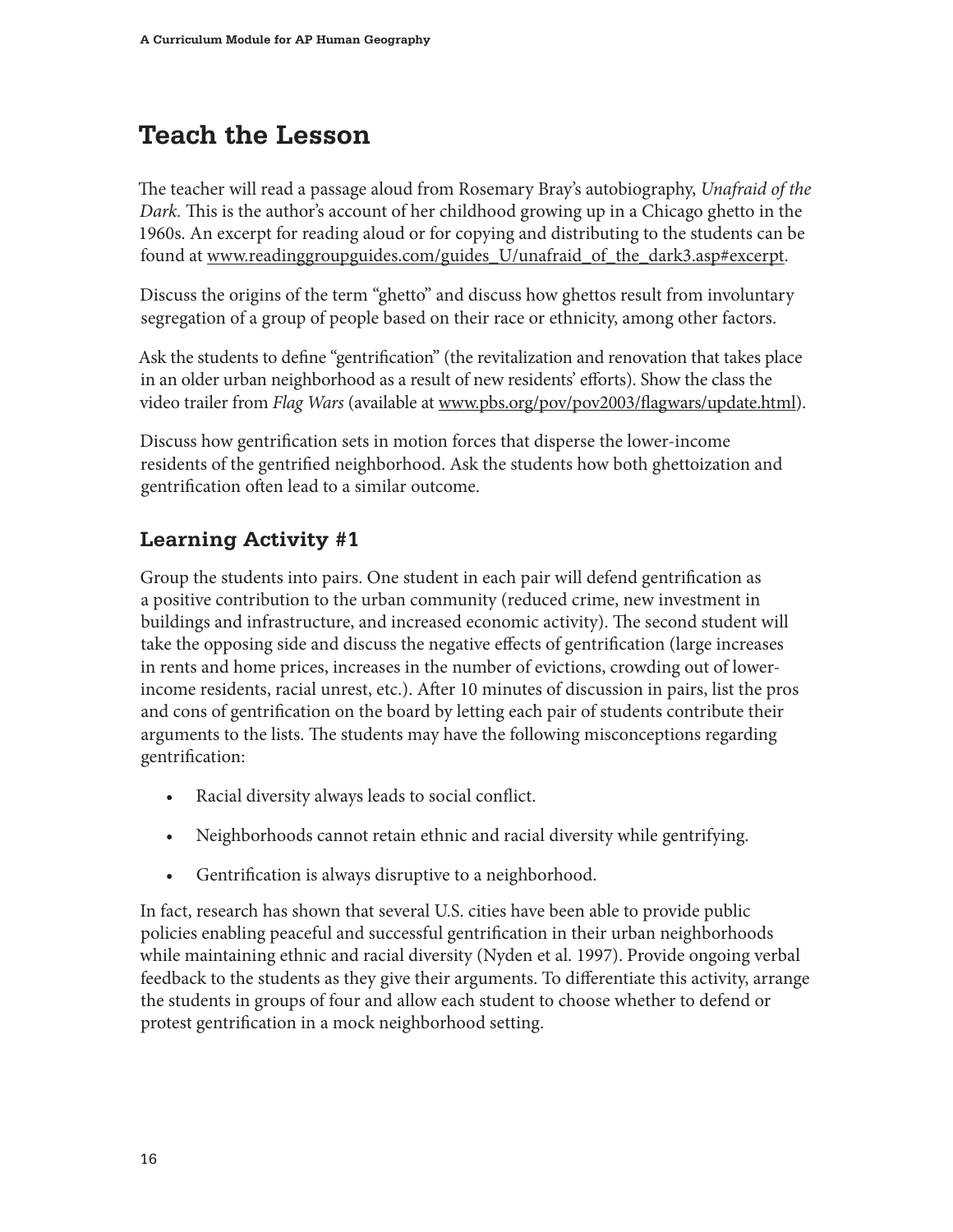## Teach the Lesson

The teacher will read a passage aloud from Rosemary Bray's autobiography, *Unafraid of the Dark.* This is the author's account of her childhood growing up in a Chicago ghetto in the 1960s. An excerpt for reading aloud or for copying and distributing to the students can be found at www.readinggroupguides.com/guides_U/unafraid_of_the_dark3.asp#excerpt.

Discuss the origins of the term "ghetto" and discuss how ghettos result from involuntary segregation of a group of people based on their race or ethnicity, among other factors.

Ask the students to define "gentrification" (the revitalization and renovation that takes place in an older urban neighborhood as a result of new residents' efforts). Show the class the video trailer from *Flag Wars* (available at www.pbs.org/pov/pov2003/flagwars/update.html).

Discuss how gentrification sets in motion forces that disperse the lower-income residents of the gentrified neighborhood. Ask the students how both ghettoization and gentrification often lead to a similar outcome.

### Learning Activity #1

Group the students into pairs. One student in each pair will defend gentrification as a positive contribution to the urban community (reduced crime, new investment in buildings and infrastructure, and increased economic activity). The second student will take the opposing side and discuss the negative effects of gentrification (large increases in rents and home prices, increases in the number of evictions, crowding out of lower-income residents, racial unrest, etc.). After 10 minutes of discussion in pairs, list the pros and cons of gentrification on the board by letting each pair of students contribute their arguments to the lists. The students may have the following misconceptions regarding gentrification:

- Racial diversity always leads to social conflict.
- Neighborhoods cannot retain ethnic and racial diversity while gentrifying.
- Gentrification is always disruptive to a neighborhood.

In fact, research has shown that several U.S. cities have been able to provide public policies enabling peaceful and successful gentrification in their urban neighborhoods while maintaining ethnic and racial diversity (Nyden et al. 1997). Provide ongoing verbal feedback to the students as they give their arguments. To differentiate this activity, arrange the students in groups of four and allow each student to choose whether to defend or protest gentrification in a mock neighborhood setting.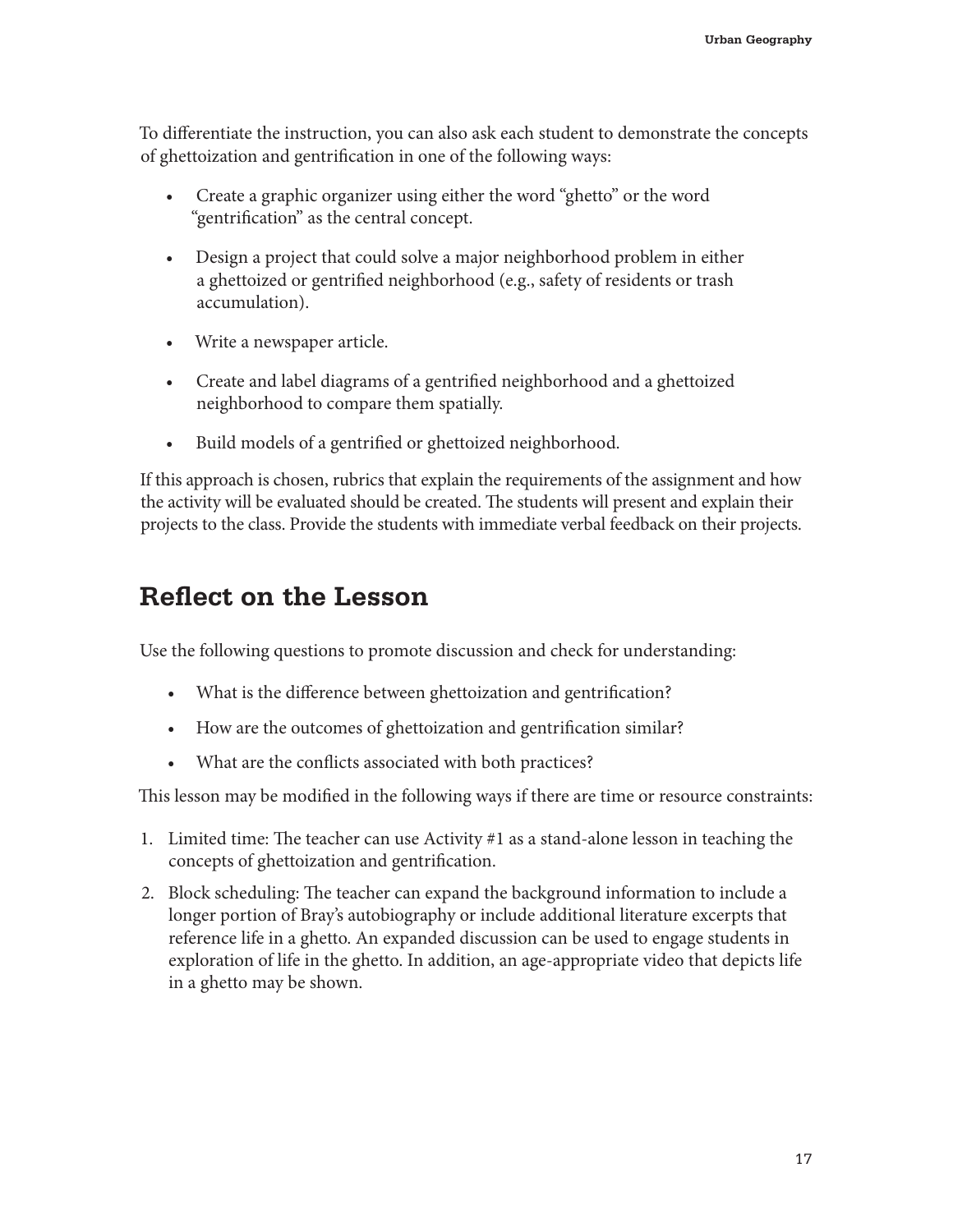To differentiate the instruction, you can also ask each student to demonstrate the concepts of ghettoization and gentrification in one of the following ways:

- Create a graphic organizer using either the word "ghetto" or the word "gentrification" as the central concept.
- Design a project that could solve a major neighborhood problem in either a ghettoized or gentrified neighborhood (e.g., safety of residents or trash accumulation).
- Write a newspaper article.
- Create and label diagrams of a gentrified neighborhood and a ghettoized neighborhood to compare them spatially.
- Build models of a gentrified or ghettoized neighborhood.

If this approach is chosen, rubrics that explain the requirements of the assignment and how the activity will be evaluated should be created. The students will present and explain their projects to the class. Provide the students with immediate verbal feedback on their projects.

## Reflect on the Lesson

Use the following questions to promote discussion and check for understanding:

- What is the difference between ghettoization and gentrification?
- How are the outcomes of ghettoization and gentrification similar?
- What are the conflicts associated with both practices?

This lesson may be modified in the following ways if there are time or resource constraints:

1. Limited time: The teacher can use Activity #1 as a stand-alone lesson in teaching the concepts of ghettoization and gentrification.
2. Block scheduling: The teacher can expand the background information to include a longer portion of Bray's autobiography or include additional literature excerpts that reference life in a ghetto. An expanded discussion can be used to engage students in exploration of life in the ghetto. In addition, an age-appropriate video that depicts life in a ghetto may be shown.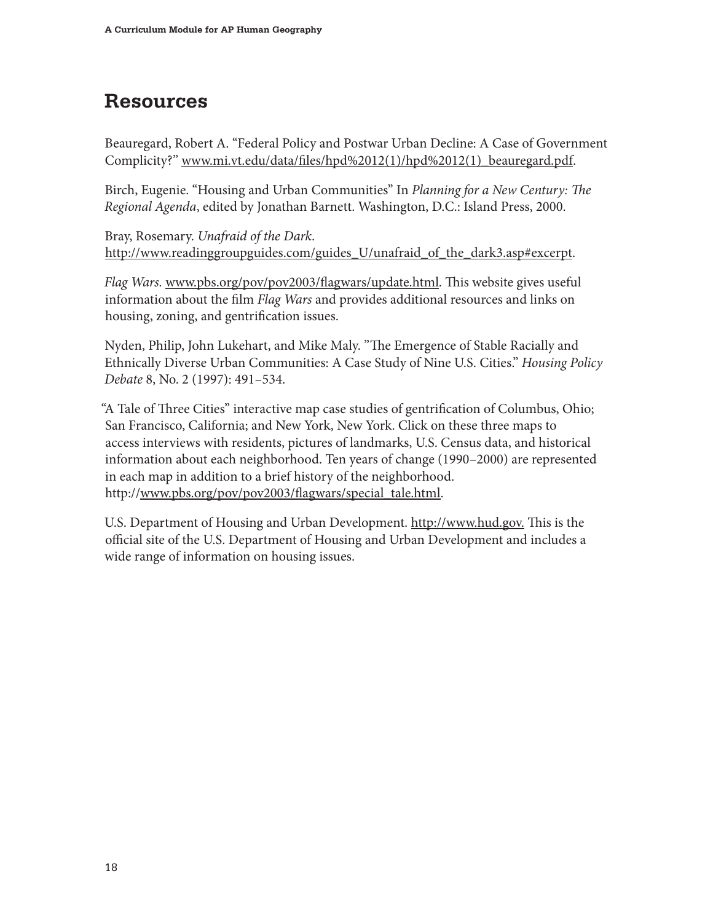## Resources

Beauregard, Robert A. “Federal Policy and Postwar Urban Decline: A Case of Government Complicity?” www.mi.vt.edu/data/files/hpd%2012(1)/hpd%2012(1)_beauregard.pdf.

Birch, Eugenie. “Housing and Urban Communities” In *Planning for a New Century: The Regional Agenda*, edited by Jonathan Barnett. Washington, D.C.: Island Press, 2000.

Bray, Rosemary. *Unafraid of the Dark*. http://www.readinggroupguides.com/guides_U/unafraid_of_the_dark3.asp#excerpt.

*Flag Wars.* www.pbs.org/pov/pov2003/flagwars/update.html. This website gives useful information about the film *Flag Wars* and provides additional resources and links on housing, zoning, and gentrification issues.

Nyden, Philip, John Lukehart, and Mike Maly. ”The Emergence of Stable Racially and Ethnically Diverse Urban Communities: A Case Study of Nine U.S. Cities.” *Housing Policy Debate* 8, No. 2 (1997): 491–534.

“A Tale of Three Cities” interactive map case studies of gentrification of Columbus, Ohio; San Francisco, California; and New York, New York. Click on these three maps to access interviews with residents, pictures of landmarks, U.S. Census data, and historical information about each neighborhood. Ten years of change (1990–2000) are represented in each map in addition to a brief history of the neighborhood. http://www.pbs.org/pov/pov2003/flagwars/special_tale.html.

U.S. Department of Housing and Urban Development. http://www.hud.gov. This is the official site of the U.S. Department of Housing and Urban Development and includes a wide range of information on housing issues.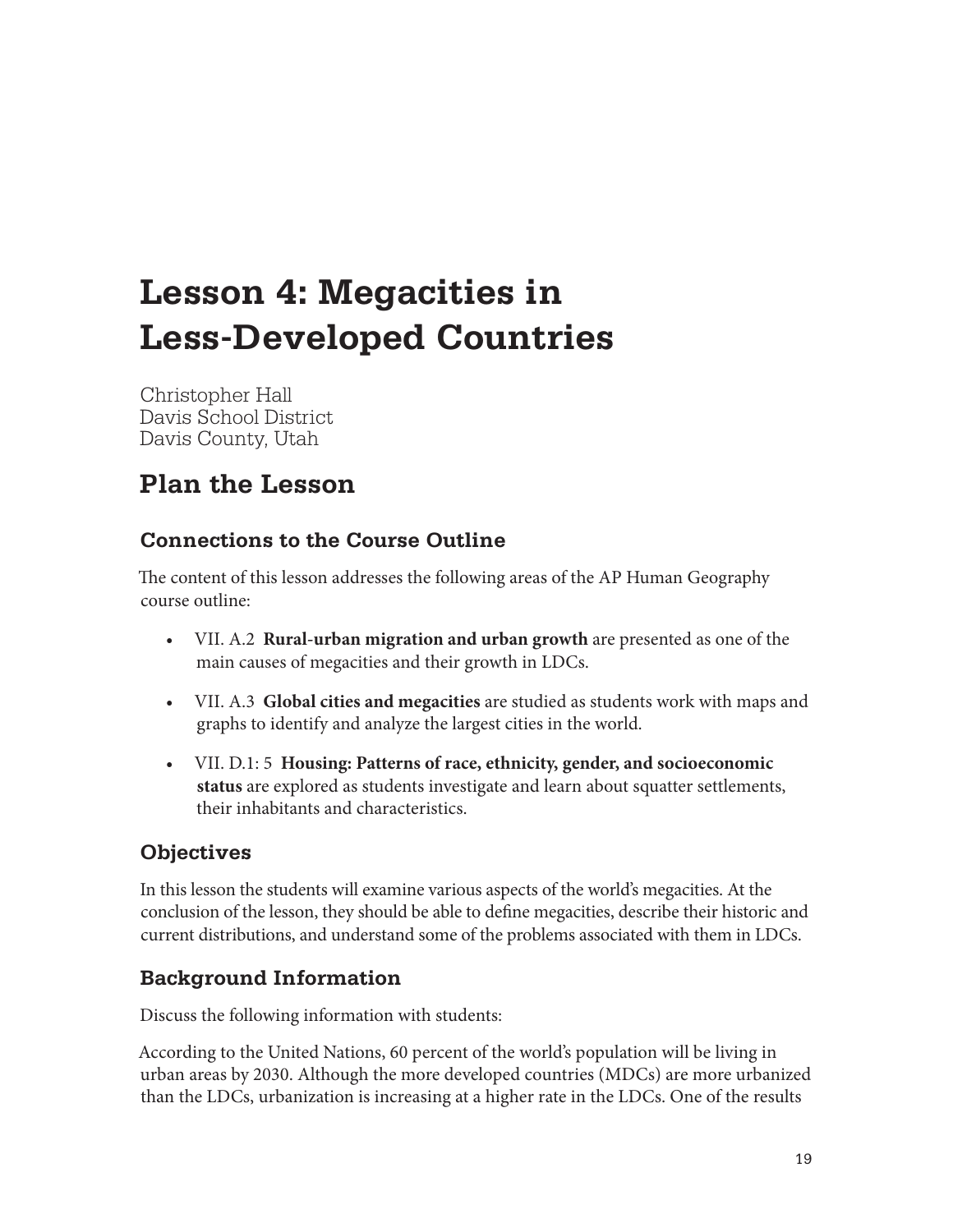# Lesson 4: Megacities in Less-Developed Countries

Christopher Hall
Davis School District
Davis County, Utah

## Plan the Lesson

### Connections to the Course Outline

The content of this lesson addresses the following areas of the AP Human Geography course outline:

- VII. A.2 **Rural-urban migration and urban growth** are presented as one of the main causes of megacities and their growth in LDCs.
- VII. A.3 **Global cities and megacities** are studied as students work with maps and graphs to identify and analyze the largest cities in the world.
- VII. D.1: 5 **Housing: Patterns of race, ethnicity, gender, and socioeconomic status** are explored as students investigate and learn about squatter settlements, their inhabitants and characteristics.

### Objectives

In this lesson the students will examine various aspects of the world's megacities. At the conclusion of the lesson, they should be able to define megacities, describe their historic and current distributions, and understand some of the problems associated with them in LDCs.

### Background Information

Discuss the following information with students:

According to the United Nations, 60 percent of the world's population will be living in urban areas by 2030. Although the more developed countries (MDCs) are more urbanized than the LDCs, urbanization is increasing at a higher rate in the LDCs. One of the results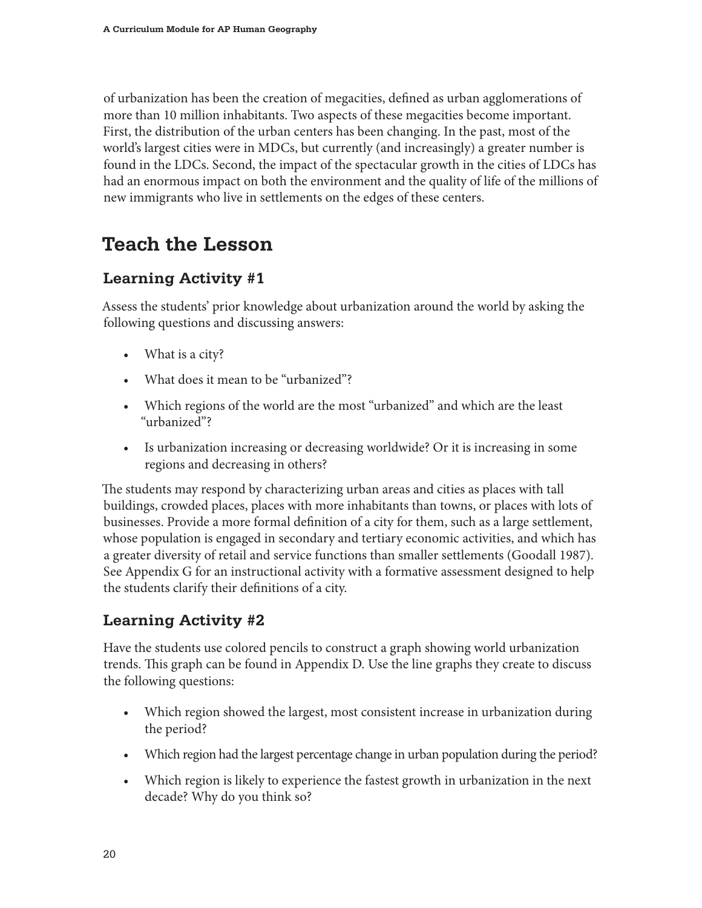of urbanization has been the creation of megacities, defined as urban agglomerations of more than 10 million inhabitants. Two aspects of these megacities become important. First, the distribution of the urban centers has been changing. In the past, most of the world's largest cities were in MDCs, but currently (and increasingly) a greater number is found in the LDCs. Second, the impact of the spectacular growth in the cities of LDCs has had an enormous impact on both the environment and the quality of life of the millions of new immigrants who live in settlements on the edges of these centers.

# Teach the Lesson

## Learning Activity #1

Assess the students' prior knowledge about urbanization around the world by asking the following questions and discussing answers:

- What is a city?
- What does it mean to be "urbanized"?
- Which regions of the world are the most "urbanized" and which are the least "urbanized"?
- Is urbanization increasing or decreasing worldwide? Or it is increasing in some regions and decreasing in others?

The students may respond by characterizing urban areas and cities as places with tall buildings, crowded places, places with more inhabitants than towns, or places with lots of businesses. Provide a more formal definition of a city for them, such as a large settlement, whose population is engaged in secondary and tertiary economic activities, and which has a greater diversity of retail and service functions than smaller settlements (Goodall 1987). See Appendix G for an instructional activity with a formative assessment designed to help the students clarify their definitions of a city.

## Learning Activity #2

Have the students use colored pencils to construct a graph showing world urbanization trends. This graph can be found in Appendix D. Use the line graphs they create to discuss the following questions:

- Which region showed the largest, most consistent increase in urbanization during the period?
- Which region had the largest percentage change in urban population during the period?
- Which region is likely to experience the fastest growth in urbanization in the next decade? Why do you think so?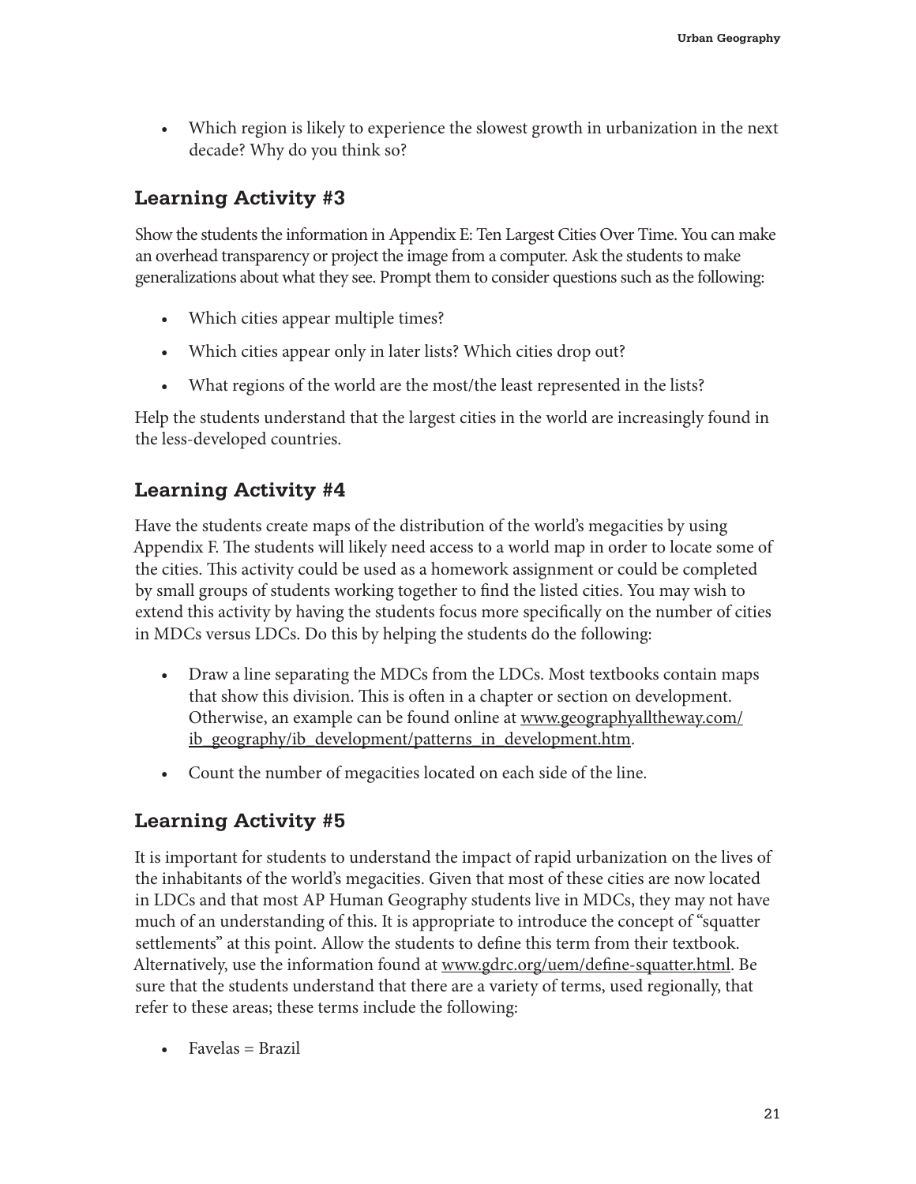- Which region is likely to experience the slowest growth in urbanization in the next decade? Why do you think so?

## Learning Activity #3

Show the students the information in Appendix E: Ten Largest Cities Over Time. You can make an overhead transparency or project the image from a computer. Ask the students to make generalizations about what they see. Prompt them to consider questions such as the following:

- Which cities appear multiple times?
- Which cities appear only in later lists? Which cities drop out?
- What regions of the world are the most/the least represented in the lists?

Help the students understand that the largest cities in the world are increasingly found in the less-developed countries.

## Learning Activity #4

Have the students create maps of the distribution of the world's megacities by using Appendix F. The students will likely need access to a world map in order to locate some of the cities. This activity could be used as a homework assignment or could be completed by small groups of students working together to find the listed cities. You may wish to extend this activity by having the students focus more specifically on the number of cities in MDCs versus LDCs. Do this by helping the students do the following:

- Draw a line separating the MDCs from the LDCs. Most textbooks contain maps that show this division. This is often in a chapter or section on development. Otherwise, an example can be found online at www.geographyalltheway.com/ib_geography/ib_development/patterns_in_development.htm.
- Count the number of megacities located on each side of the line.

## Learning Activity #5

It is important for students to understand the impact of rapid urbanization on the lives of the inhabitants of the world's megacities. Given that most of these cities are now located in LDCs and that most AP Human Geography students live in MDCs, they may not have much of an understanding of this. It is appropriate to introduce the concept of "squatter settlements" at this point. Allow the students to define this term from their textbook. Alternatively, use the information found at www.gdrc.org/uem/define-squatter.html. Be sure that the students understand that there are a variety of terms, used regionally, that refer to these areas; these terms include the following:

- Favelas = Brazil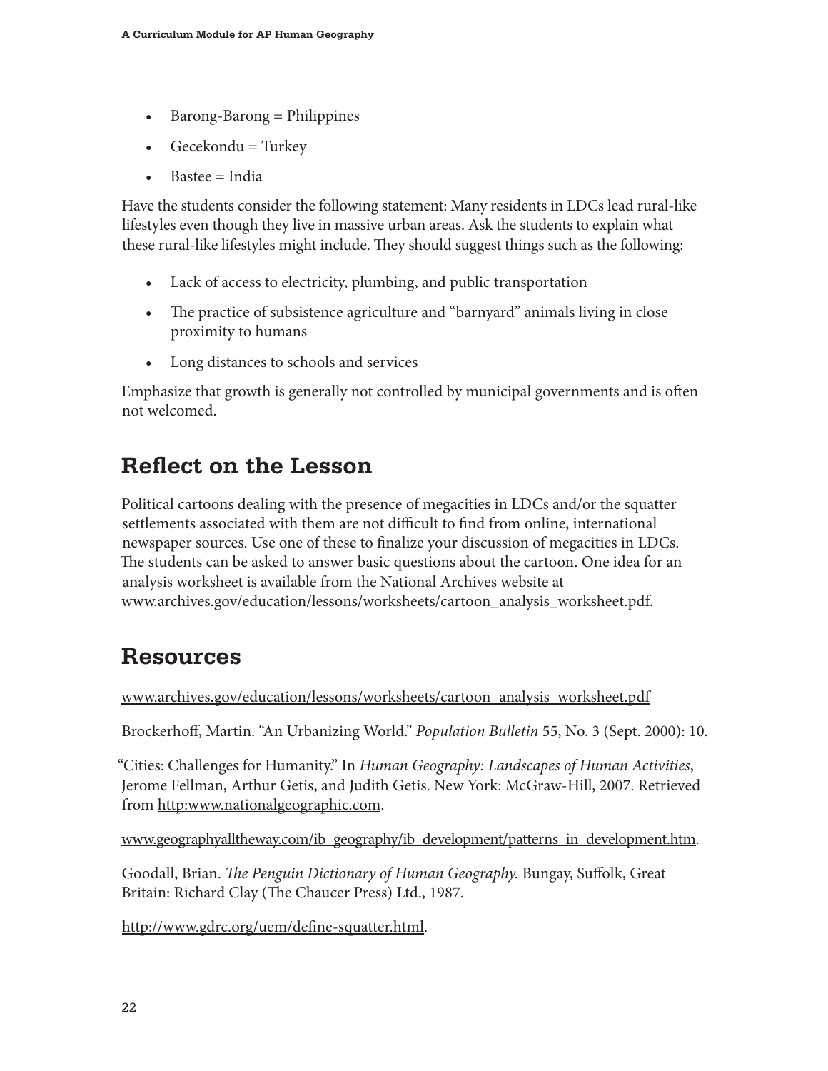- Barong-Barong = Philippines
- Gecekondu = Turkey
- Bastee = India

Have the students consider the following statement: Many residents in LDCs lead rural-like lifestyles even though they live in massive urban areas. Ask the students to explain what these rural-like lifestyles might include. They should suggest things such as the following:

- Lack of access to electricity, plumbing, and public transportation
- The practice of subsistence agriculture and "barnyard" animals living in close proximity to humans
- Long distances to schools and services

Emphasize that growth is generally not controlled by municipal governments and is often not welcomed.

## Reflect on the Lesson

Political cartoons dealing with the presence of megacities in LDCs and/or the squatter settlements associated with them are not difficult to find from online, international newspaper sources. Use one of these to finalize your discussion of megacities in LDCs. The students can be asked to answer basic questions about the cartoon. One idea for an analysis worksheet is available from the National Archives website at www.archives.gov/education/lessons/worksheets/cartoon_analysis_worksheet.pdf.

## Resources

www.archives.gov/education/lessons/worksheets/cartoon_analysis_worksheet.pdf

Brockerhoff, Martin. "An Urbanizing World." *Population Bulletin* 55, No. 3 (Sept. 2000): 10.

"Cities: Challenges for Humanity." In *Human Geography: Landscapes of Human Activities*, Jerome Fellman, Arthur Getis, and Judith Getis. New York: McGraw-Hill, 2007. Retrieved from http:www.nationalgeographic.com.

www.geographyalltheway.com/ib_geography/ib_development/patterns_in_development.htm.

Goodall, Brian. *The Penguin Dictionary of Human Geography.* Bungay, Suffolk, Great Britain: Richard Clay (The Chaucer Press) Ltd., 1987.

http://www.gdrc.org/uem/define-squatter.html.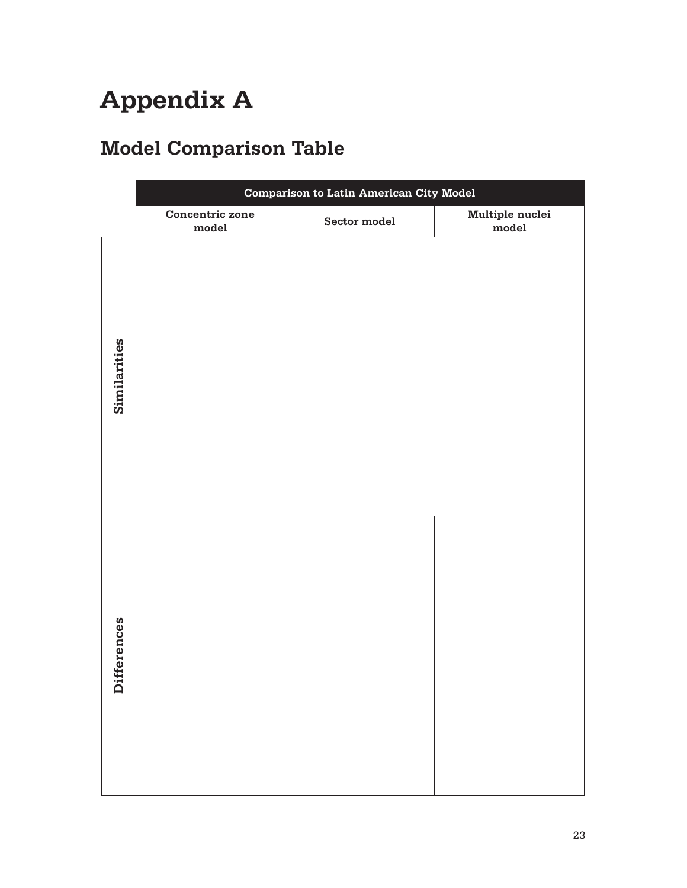# Appendix A

## Model Comparison Table

| | Comparison to Latin American City Model | | |
|---|---|---|---|
| | Concentric zone model | Sector model | Multiple nuclei model |
| Similarities | | | |
| Differences | | | |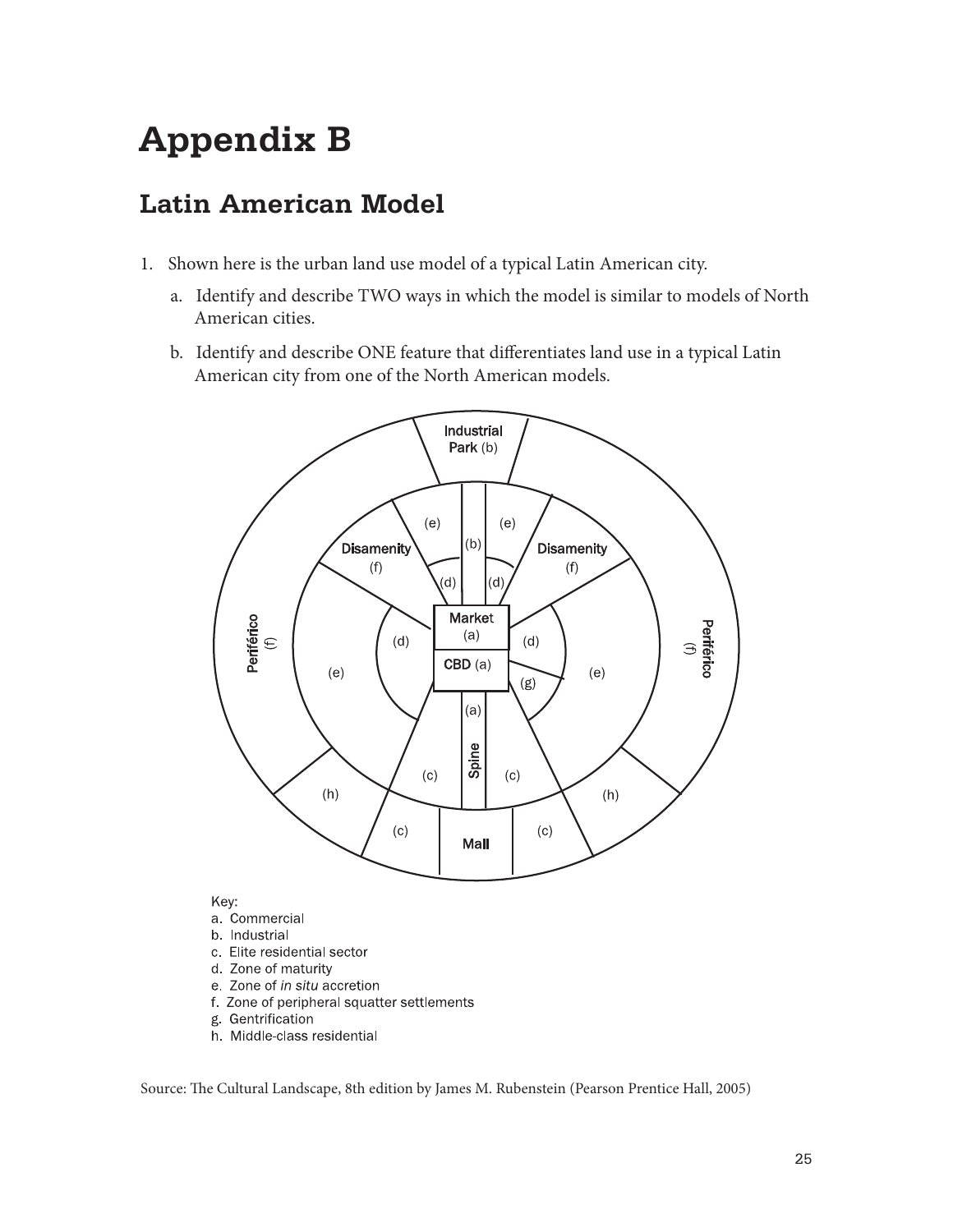# Appendix B

## Latin American Model

1. Shown here is the urban land use model of a typical Latin American city.

   a. Identify and describe TWO ways in which the model is similar to models of North American cities.

   b. Identify and describe ONE feature that differentiates land use in a typical Latin American city from one of the North American models.

Key:

a. Commercial
b. Industrial
c. Elite residential sector
d. Zone of maturity
e. Zone of *in situ* accretion
f. Zone of peripheral squatter settlements
g. Gentrification
h. Middle-class residential

Source: The Cultural Landscape, 8th edition by James M. Rubenstein (Pearson Prentice Hall, 2005)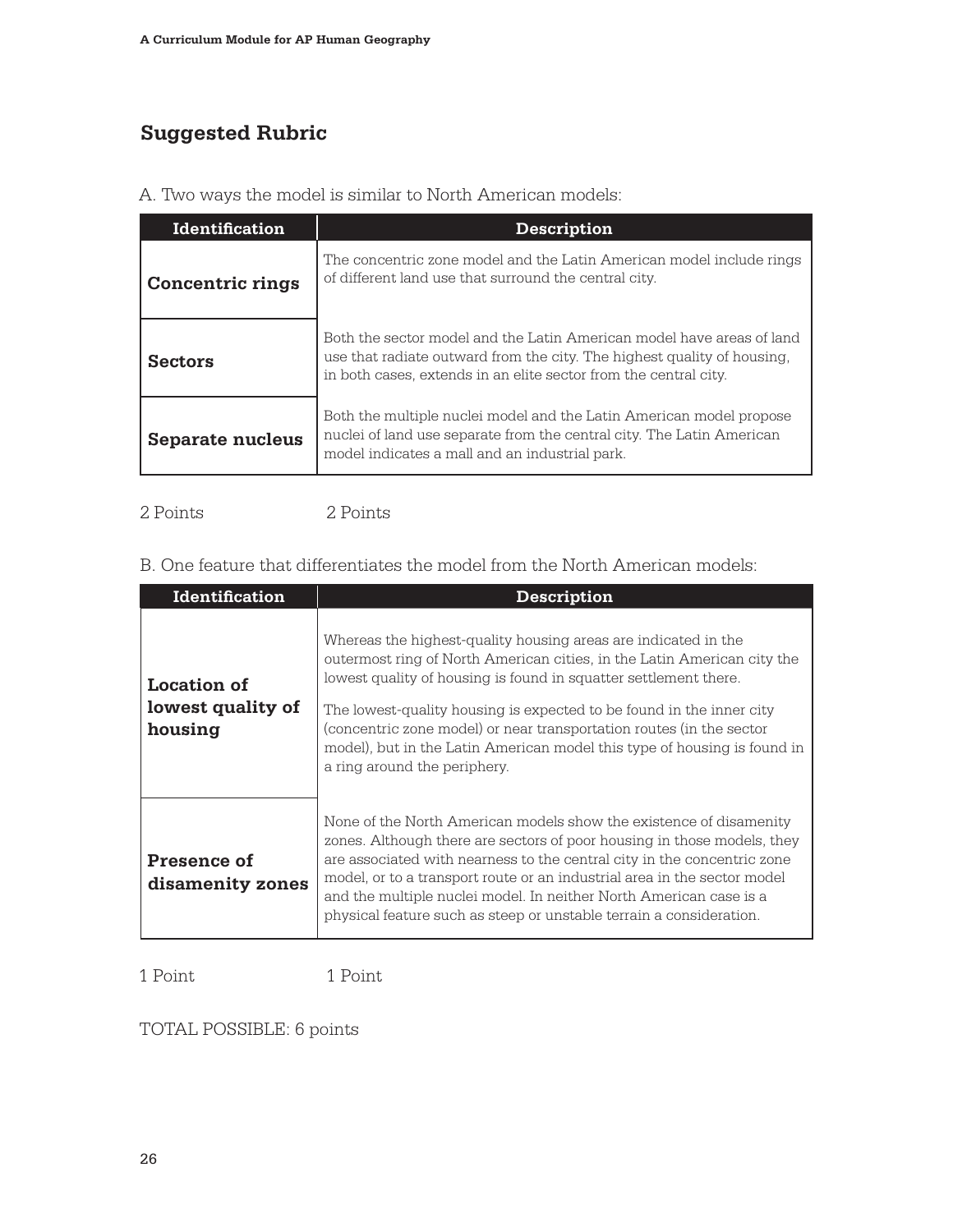## Suggested Rubric

A. Two ways the model is similar to North American models:

| Identification | Description |
|---|---|
| **Concentric rings** | The concentric zone model and the Latin American model include rings of different land use that surround the central city. |
| **Sectors** | Both the sector model and the Latin American model have areas of land use that radiate outward from the city. The highest quality of housing, in both cases, extends in an elite sector from the central city. |
| **Separate nucleus** | Both the multiple nuclei model and the Latin American model propose nuclei of land use separate from the central city. The Latin American model indicates a mall and an industrial park. |

2 Points 2 Points

B. One feature that differentiates the model from the North American models:

| Identification | Description |
|---|---|
| **Location of lowest quality of housing** | Whereas the highest-quality housing areas are indicated in the outermost ring of North American cities, in the Latin American city the lowest quality of housing is found in squatter settlement there. The lowest-quality housing is expected to be found in the inner city (concentric zone model) or near transportation routes (in the sector model), but in the Latin American model this type of housing is found in a ring around the periphery. |
| **Presence of disamenity zones** | None of the North American models show the existence of disamenity zones. Although there are sectors of poor housing in those models, they are associated with nearness to the central city in the concentric zone model, or to a transport route or an industrial area in the sector model and the multiple nuclei model. In neither North American case is a physical feature such as steep or unstable terrain a consideration. |

1 Point 1 Point

TOTAL POSSIBLE: 6 points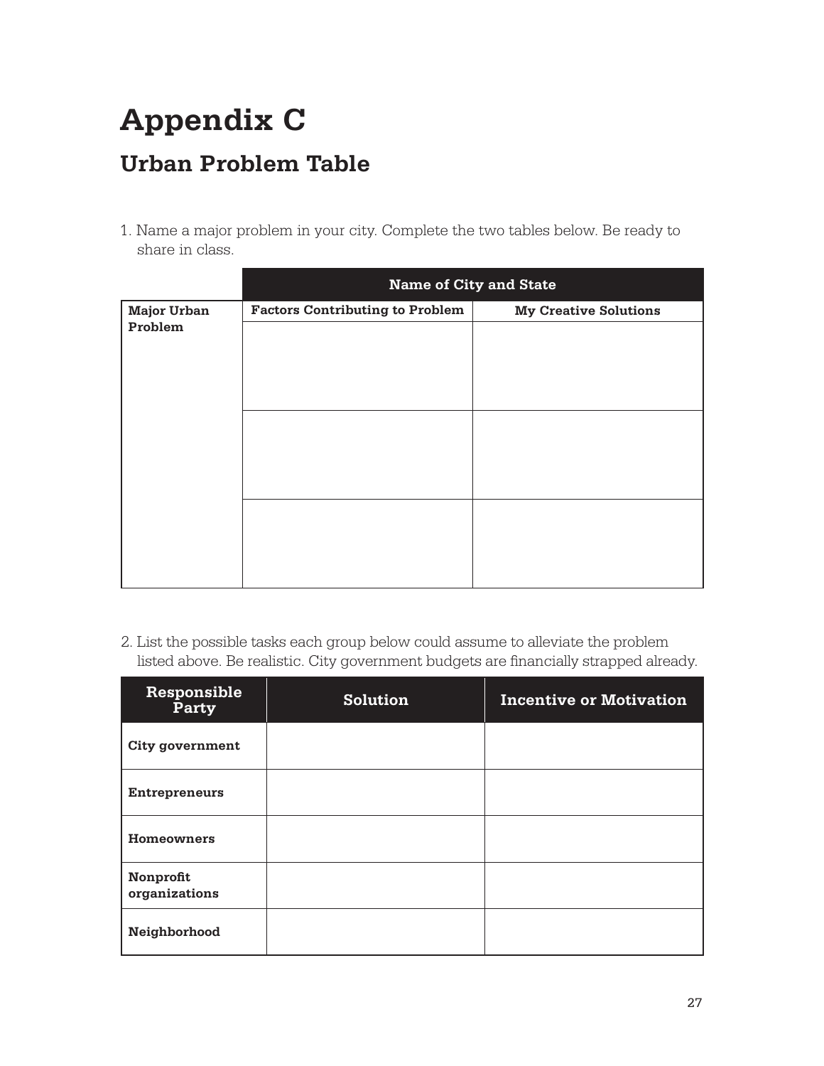# Appendix C

## Urban Problem Table

1. Name a major problem in your city. Complete the two tables below. Be ready to share in class.

| | Name of City and State | |
|---|---|---|
| **Major Urban Problem** | **Factors Contributing to Problem** | **My Creative Solutions** |
| | | |
| | | |
| | | |

2. List the possible tasks each group below could assume to alleviate the problem listed above. Be realistic. City government budgets are financially strapped already.

| Responsible Party | Solution | Incentive or Motivation |
|---|---|---|
| **City government** | | |
| **Entrepreneurs** | | |
| **Homeowners** | | |
| **Nonprofit organizations** | | |
| **Neighborhood** | | |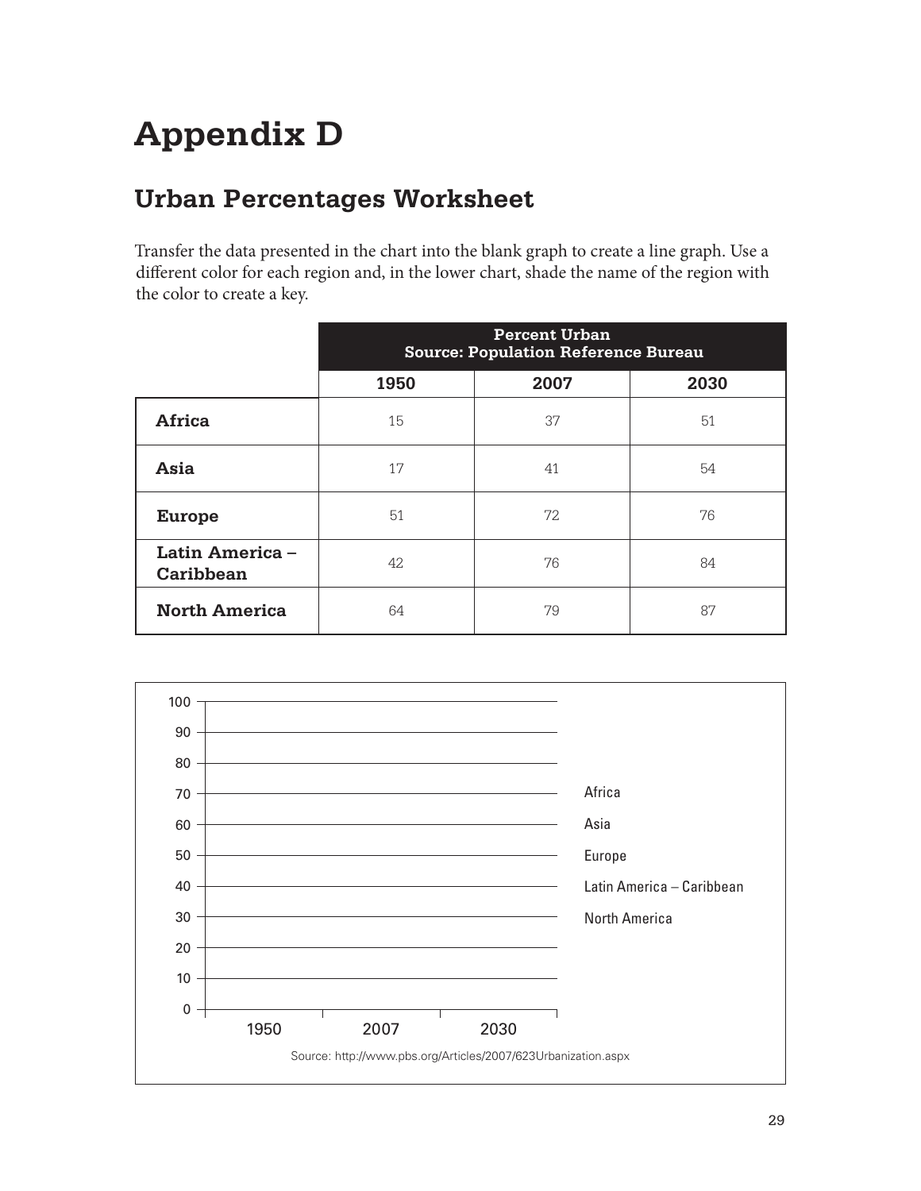# Appendix D

## Urban Percentages Worksheet

Transfer the data presented in the chart into the blank graph to create a line graph. Use a different color for each region and, in the lower chart, shade the name of the region with the color to create a key.

| | Percent Urban Source: Population Reference Bureau | | |
|---|---|---|---|
| | **1950** | **2007** | **2030** |
| **Africa** | 15 | 37 | 51 |
| **Asia** | 17 | 41 | 54 |
| **Europe** | 51 | 72 | 76 |
| **Latin America – Caribbean** | 42 | 76 | 84 |
| **North America** | 64 | 79 | 87 |

100
90
80
70
60
50
40
30
20
10
0

1950 2007 2030

Africa
Asia
Europe
Latin America – Caribbean
North America

Source: http://www.pbs.org/Articles/2007/623Urbanization.aspx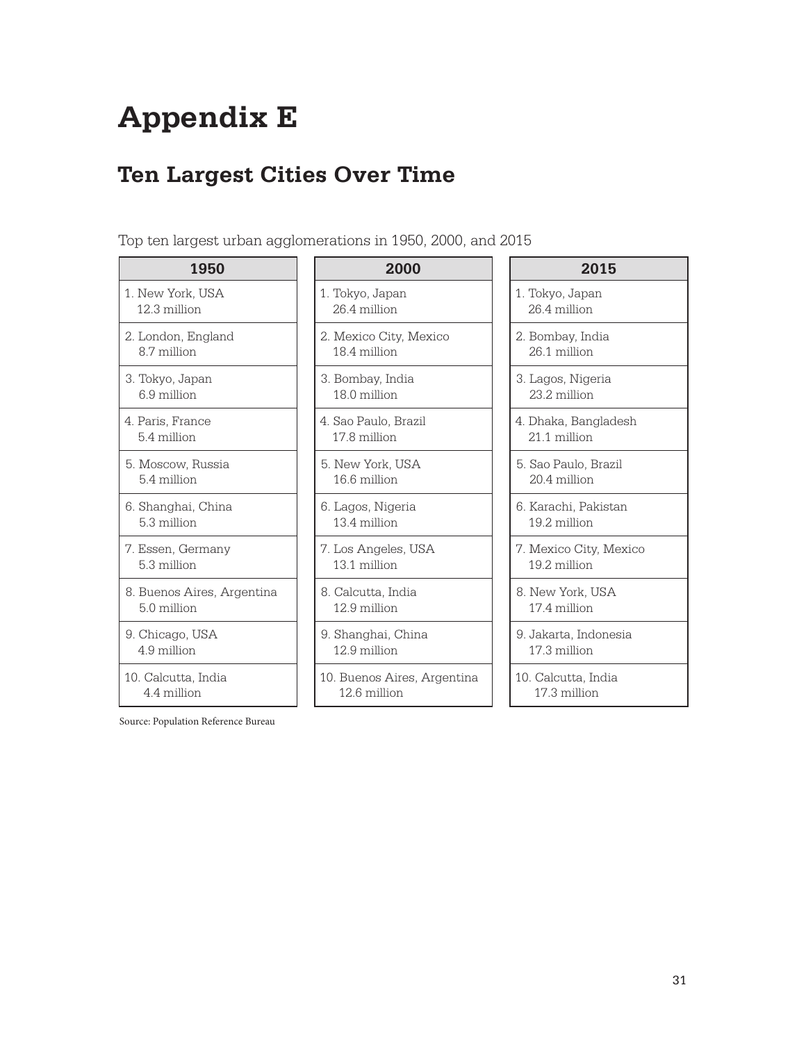# Appendix E

## Ten Largest Cities Over Time

Top ten largest urban agglomerations in 1950, 2000, and 2015

| 1950 | 2000 | 2015 |
|---|---|---|
| 1. New York, USA 12.3 million | 1. Tokyo, Japan 26.4 million | 1. Tokyo, Japan 26.4 million |
| 2. London, England 8.7 million | 2. Mexico City, Mexico 18.4 million | 2. Bombay, India 26.1 million |
| 3. Tokyo, Japan 6.9 million | 3. Bombay, India 18.0 million | 3. Lagos, Nigeria 23.2 million |
| 4. Paris, France 5.4 million | 4. Sao Paulo, Brazil 17.8 million | 4. Dhaka, Bangladesh 21.1 million |
| 5. Moscow, Russia 5.4 million | 5. New York, USA 16.6 million | 5. Sao Paulo, Brazil 20.4 million |
| 6. Shanghai, China 5.3 million | 6. Lagos, Nigeria 13.4 million | 6. Karachi, Pakistan 19.2 million |
| 7. Essen, Germany 5.3 million | 7. Los Angeles, USA 13.1 million | 7. Mexico City, Mexico 19.2 million |
| 8. Buenos Aires, Argentina 5.0 million | 8. Calcutta, India 12.9 million | 8. New York, USA 17.4 million |
| 9. Chicago, USA 4.9 million | 9. Shanghai, China 12.9 million | 9. Jakarta, Indonesia 17.3 million |
| 10. Calcutta, India 4.4 million | 10. Buenos Aires, Argentina 12.6 million | 10. Calcutta, India 17.3 million |

Source: Population Reference Bureau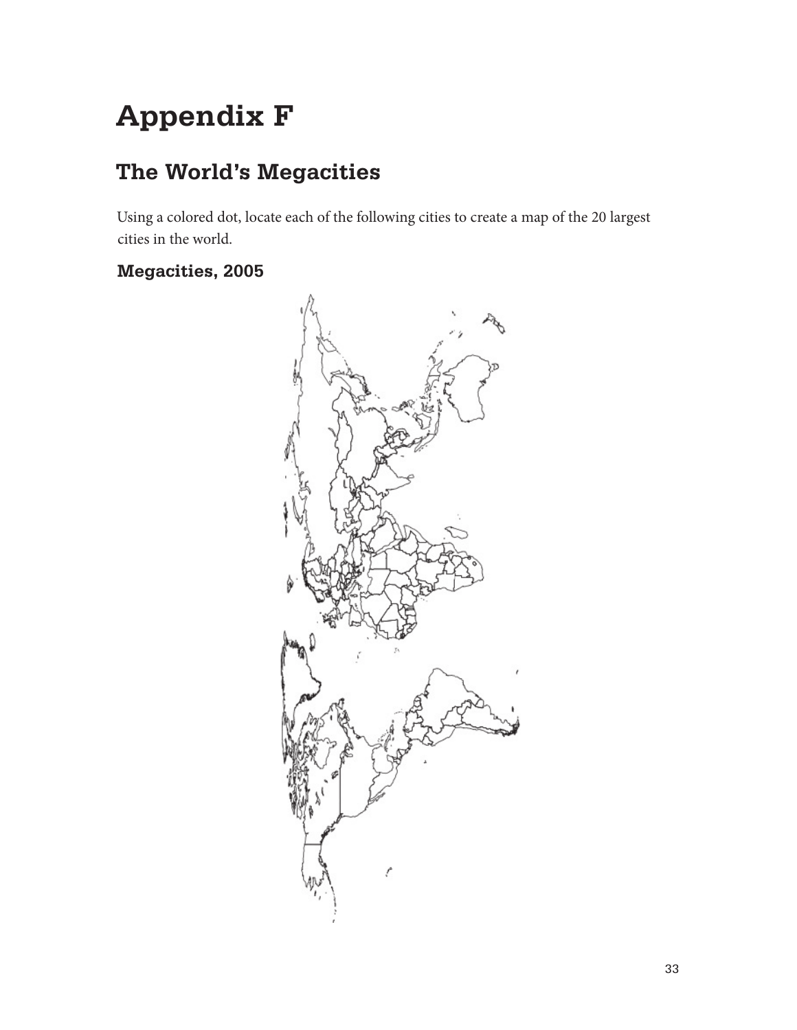# Appendix F

## The World's Megacities

Using a colored dot, locate each of the following cities to create a map of the 20 largest cities in the world.

### Megacities, 2005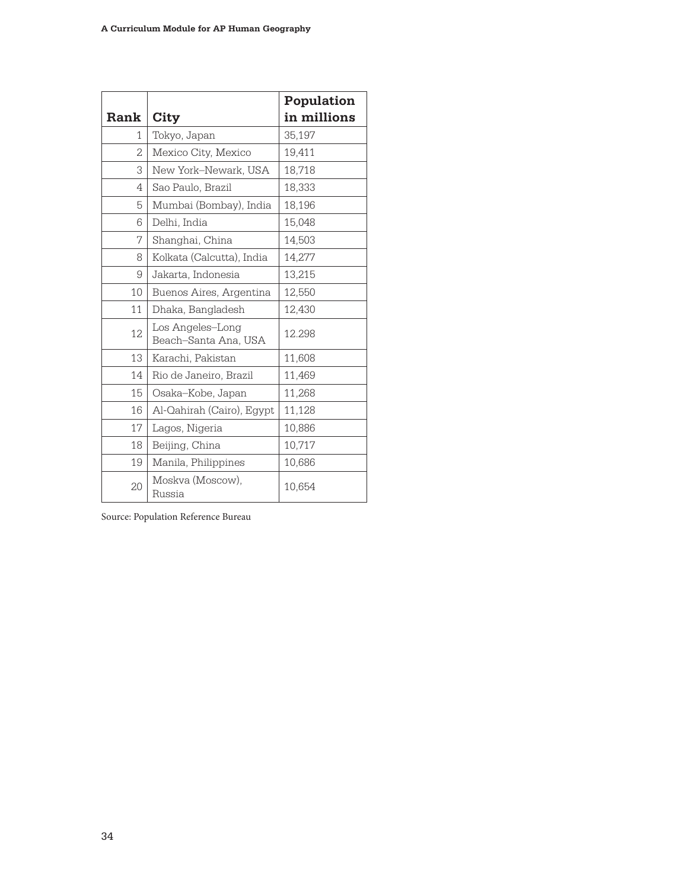| Rank | City | Population in millions |
|---|---|---|
| 1 | Tokyo, Japan | 35,197 |
| 2 | Mexico City, Mexico | 19,411 |
| 3 | New York–Newark, USA | 18,718 |
| 4 | Sao Paulo, Brazil | 18,333 |
| 5 | Mumbai (Bombay), India | 18,196 |
| 6 | Delhi, India | 15,048 |
| 7 | Shanghai, China | 14,503 |
| 8 | Kolkata (Calcutta), India | 14,277 |
| 9 | Jakarta, Indonesia | 13,215 |
| 10 | Buenos Aires, Argentina | 12,550 |
| 11 | Dhaka, Bangladesh | 12,430 |
| 12 | Los Angeles–Long Beach–Santa Ana, USA | 12.298 |
| 13 | Karachi, Pakistan | 11,608 |
| 14 | Rio de Janeiro, Brazil | 11,469 |
| 15 | Osaka–Kobe, Japan | 11,268 |
| 16 | Al-Qahirah (Cairo), Egypt | 11,128 |
| 17 | Lagos, Nigeria | 10,886 |
| 18 | Beijing, China | 10,717 |
| 19 | Manila, Philippines | 10,686 |
| 20 | Moskva (Moscow), Russia | 10,654 |

Source: Population Reference Bureau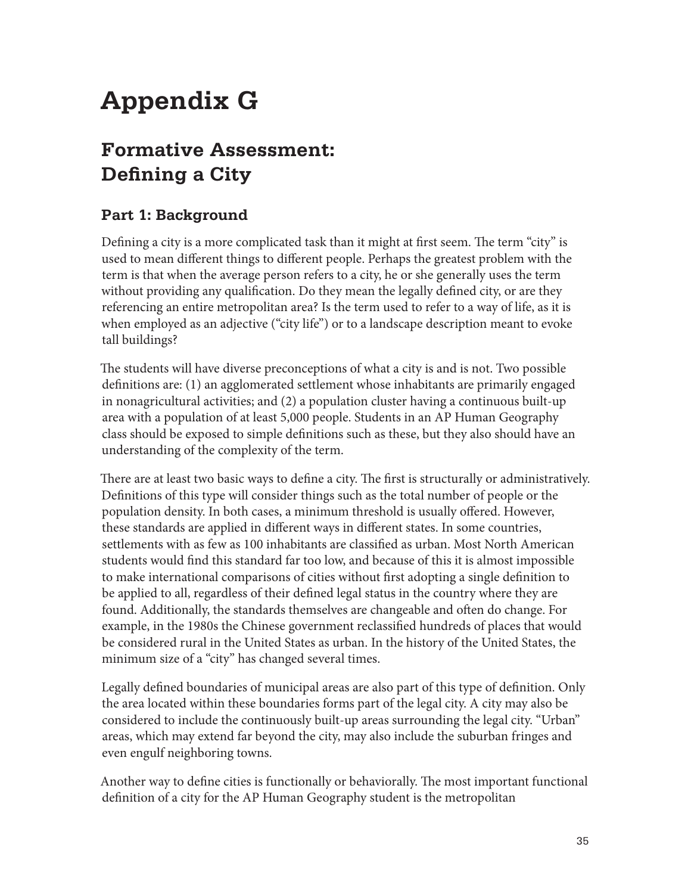# Appendix G

## Formative Assessment: Defining a City

### Part 1: Background

Defining a city is a more complicated task than it might at first seem. The term "city" is used to mean different things to different people. Perhaps the greatest problem with the term is that when the average person refers to a city, he or she generally uses the term without providing any qualification. Do they mean the legally defined city, or are they referencing an entire metropolitan area? Is the term used to refer to a way of life, as it is when employed as an adjective ("city life") or to a landscape description meant to evoke tall buildings?

The students will have diverse preconceptions of what a city is and is not. Two possible definitions are: (1) an agglomerated settlement whose inhabitants are primarily engaged in nonagricultural activities; and (2) a population cluster having a continuous built-up area with a population of at least 5,000 people. Students in an AP Human Geography class should be exposed to simple definitions such as these, but they also should have an understanding of the complexity of the term.

There are at least two basic ways to define a city. The first is structurally or administratively. Definitions of this type will consider things such as the total number of people or the population density. In both cases, a minimum threshold is usually offered. However, these standards are applied in different ways in different states. In some countries, settlements with as few as 100 inhabitants are classified as urban. Most North American students would find this standard far too low, and because of this it is almost impossible to make international comparisons of cities without first adopting a single definition to be applied to all, regardless of their defined legal status in the country where they are found. Additionally, the standards themselves are changeable and often do change. For example, in the 1980s the Chinese government reclassified hundreds of places that would be considered rural in the United States as urban. In the history of the United States, the minimum size of a "city" has changed several times.

Legally defined boundaries of municipal areas are also part of this type of definition. Only the area located within these boundaries forms part of the legal city. A city may also be considered to include the continuously built-up areas surrounding the legal city. "Urban" areas, which may extend far beyond the city, may also include the suburban fringes and even engulf neighboring towns.

Another way to define cities is functionally or behaviorally. The most important functional definition of a city for the AP Human Geography student is the metropolitan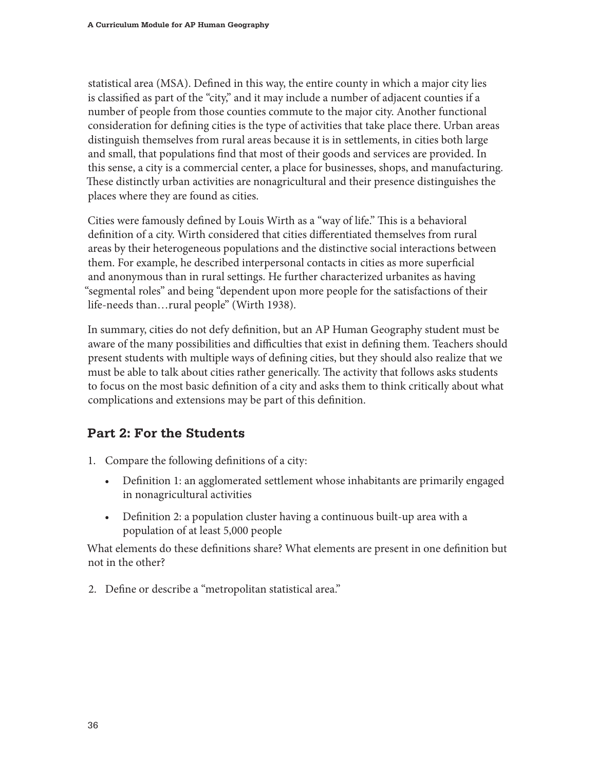statistical area (MSA). Defined in this way, the entire county in which a major city lies is classified as part of the "city," and it may include a number of adjacent counties if a number of people from those counties commute to the major city. Another functional consideration for defining cities is the type of activities that take place there. Urban areas distinguish themselves from rural areas because it is in settlements, in cities both large and small, that populations find that most of their goods and services are provided. In this sense, a city is a commercial center, a place for businesses, shops, and manufacturing. These distinctly urban activities are nonagricultural and their presence distinguishes the places where they are found as cities.

Cities were famously defined by Louis Wirth as a "way of life." This is a behavioral definition of a city. Wirth considered that cities differentiated themselves from rural areas by their heterogeneous populations and the distinctive social interactions between them. For example, he described interpersonal contacts in cities as more superficial and anonymous than in rural settings. He further characterized urbanites as having "segmental roles" and being "dependent upon more people for the satisfactions of their life-needs than…rural people" (Wirth 1938).

In summary, cities do not defy definition, but an AP Human Geography student must be aware of the many possibilities and difficulties that exist in defining them. Teachers should present students with multiple ways of defining cities, but they should also realize that we must be able to talk about cities rather generically. The activity that follows asks students to focus on the most basic definition of a city and asks them to think critically about what complications and extensions may be part of this definition.

## Part 2: For the Students

1. Compare the following definitions of a city:
   - Definition 1: an agglomerated settlement whose inhabitants are primarily engaged in nonagricultural activities
   - Definition 2: a population cluster having a continuous built-up area with a population of at least 5,000 people

   What elements do these definitions share? What elements are present in one definition but not in the other?

2. Define or describe a "metropolitan statistical area."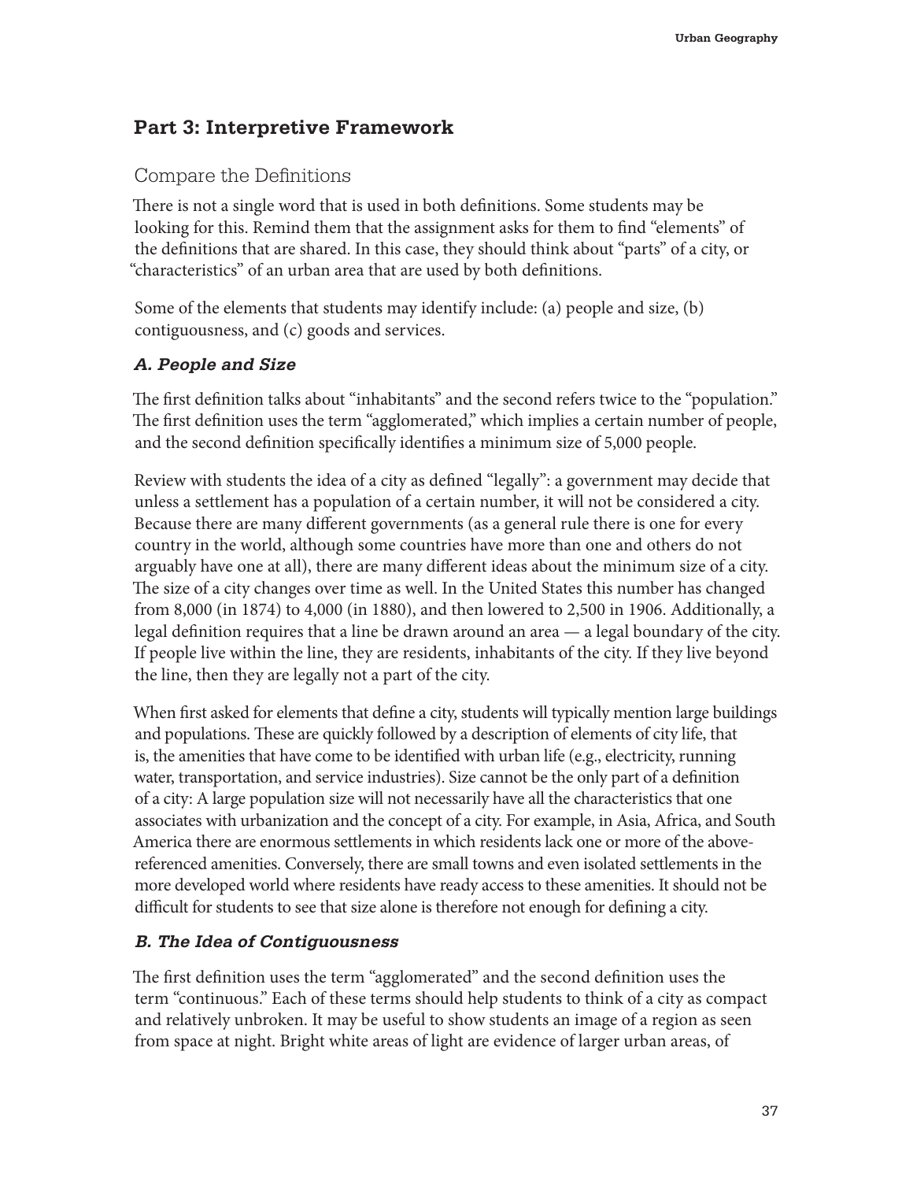## Part 3: Interpretive Framework

### Compare the Definitions

There is not a single word that is used in both definitions. Some students may be looking for this. Remind them that the assignment asks for them to find "elements" of the definitions that are shared. In this case, they should think about "parts" of a city, or "characteristics" of an urban area that are used by both definitions.

Some of the elements that students may identify include: (a) people and size, (b) contiguousness, and (c) goods and services.

#### *A. People and Size*

The first definition talks about "inhabitants" and the second refers twice to the "population." The first definition uses the term "agglomerated," which implies a certain number of people, and the second definition specifically identifies a minimum size of 5,000 people.

Review with students the idea of a city as defined "legally": a government may decide that unless a settlement has a population of a certain number, it will not be considered a city. Because there are many different governments (as a general rule there is one for every country in the world, although some countries have more than one and others do not arguably have one at all), there are many different ideas about the minimum size of a city. The size of a city changes over time as well. In the United States this number has changed from 8,000 (in 1874) to 4,000 (in 1880), and then lowered to 2,500 in 1906. Additionally, a legal definition requires that a line be drawn around an area — a legal boundary of the city. If people live within the line, they are residents, inhabitants of the city. If they live beyond the line, then they are legally not a part of the city.

When first asked for elements that define a city, students will typically mention large buildings and populations. These are quickly followed by a description of elements of city life, that is, the amenities that have come to be identified with urban life (e.g., electricity, running water, transportation, and service industries). Size cannot be the only part of a definition of a city: A large population size will not necessarily have all the characteristics that one associates with urbanization and the concept of a city. For example, in Asia, Africa, and South America there are enormous settlements in which residents lack one or more of the above-referenced amenities. Conversely, there are small towns and even isolated settlements in the more developed world where residents have ready access to these amenities. It should not be difficult for students to see that size alone is therefore not enough for defining a city.

#### *B. The Idea of Contiguousness*

The first definition uses the term "agglomerated" and the second definition uses the term "continuous." Each of these terms should help students to think of a city as compact and relatively unbroken. It may be useful to show students an image of a region as seen from space at night. Bright white areas of light are evidence of larger urban areas, of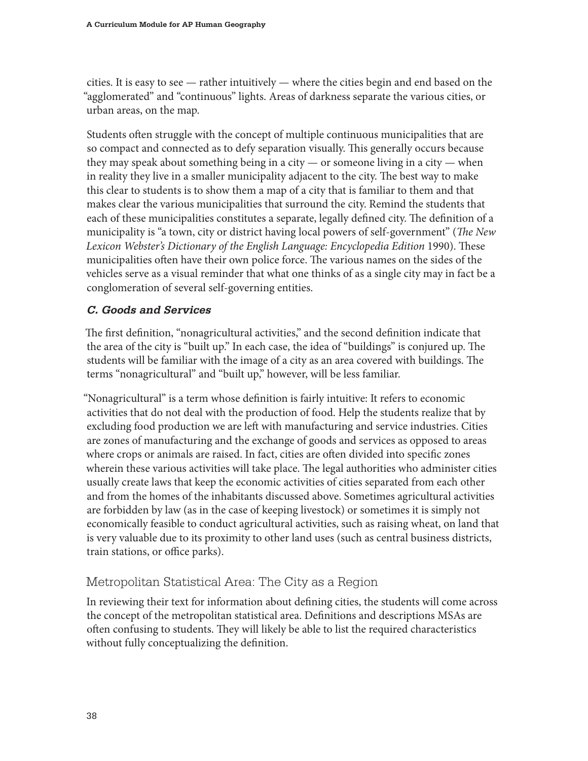cities. It is easy to see — rather intuitively — where the cities begin and end based on the "agglomerated" and "continuous" lights. Areas of darkness separate the various cities, or urban areas, on the map.

Students often struggle with the concept of multiple continuous municipalities that are so compact and connected as to defy separation visually. This generally occurs because they may speak about something being in a city — or someone living in a city — when in reality they live in a smaller municipality adjacent to the city. The best way to make this clear to students is to show them a map of a city that is familiar to them and that makes clear the various municipalities that surround the city. Remind the students that each of these municipalities constitutes a separate, legally defined city. The definition of a municipality is "a town, city or district having local powers of self-government" (*The New Lexicon Webster's Dictionary of the English Language: Encyclopedia Edition* 1990). These municipalities often have their own police force. The various names on the sides of the vehicles serve as a visual reminder that what one thinks of as a single city may in fact be a conglomeration of several self-governing entities.

### *C. Goods and Services*

The first definition, "nonagricultural activities," and the second definition indicate that the area of the city is "built up." In each case, the idea of "buildings" is conjured up. The students will be familiar with the image of a city as an area covered with buildings. The terms "nonagricultural" and "built up," however, will be less familiar.

"Nonagricultural" is a term whose definition is fairly intuitive: It refers to economic activities that do not deal with the production of food. Help the students realize that by excluding food production we are left with manufacturing and service industries. Cities are zones of manufacturing and the exchange of goods and services as opposed to areas where crops or animals are raised. In fact, cities are often divided into specific zones wherein these various activities will take place. The legal authorities who administer cities usually create laws that keep the economic activities of cities separated from each other and from the homes of the inhabitants discussed above. Sometimes agricultural activities are forbidden by law (as in the case of keeping livestock) or sometimes it is simply not economically feasible to conduct agricultural activities, such as raising wheat, on land that is very valuable due to its proximity to other land uses (such as central business districts, train stations, or office parks).

## Metropolitan Statistical Area: The City as a Region

In reviewing their text for information about defining cities, the students will come across the concept of the metropolitan statistical area. Definitions and descriptions MSAs are often confusing to students. They will likely be able to list the required characteristics without fully conceptualizing the definition.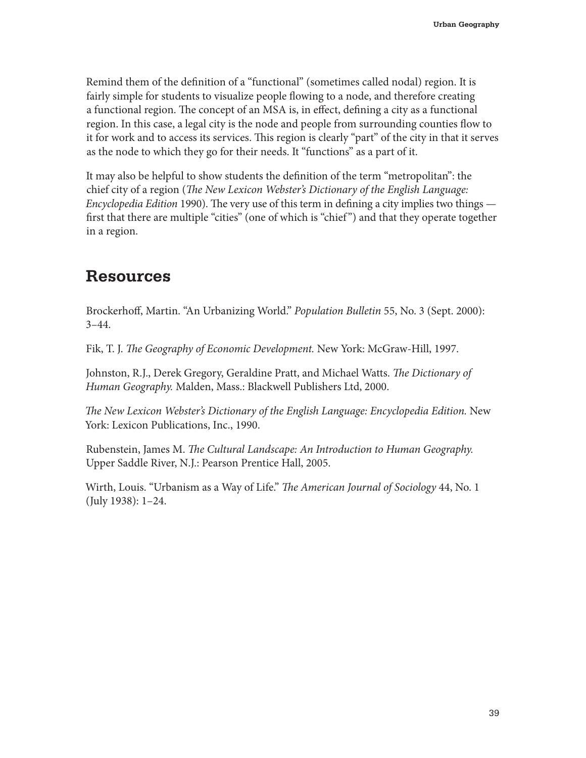Remind them of the definition of a "functional" (sometimes called nodal) region. It is fairly simple for students to visualize people flowing to a node, and therefore creating a functional region. The concept of an MSA is, in effect, defining a city as a functional region. In this case, a legal city is the node and people from surrounding counties flow to it for work and to access its services. This region is clearly "part" of the city in that it serves as the node to which they go for their needs. It "functions" as a part of it.

It may also be helpful to show students the definition of the term "metropolitan": the chief city of a region (*The New Lexicon Webster's Dictionary of the English Language: Encyclopedia Edition* 1990). The very use of this term in defining a city implies two things — first that there are multiple "cities" (one of which is "chief") and that they operate together in a region.

## Resources

Brockerhoff, Martin. "An Urbanizing World." *Population Bulletin* 55, No. 3 (Sept. 2000): 3–44.

Fik, T. J. *The Geography of Economic Development.* New York: McGraw-Hill, 1997.

Johnston, R.J., Derek Gregory, Geraldine Pratt, and Michael Watts. *The Dictionary of Human Geography.* Malden, Mass.: Blackwell Publishers Ltd, 2000.

*The New Lexicon Webster's Dictionary of the English Language: Encyclopedia Edition.* New York: Lexicon Publications, Inc., 1990.

Rubenstein, James M. *The Cultural Landscape: An Introduction to Human Geography.* Upper Saddle River, N.J.: Pearson Prentice Hall, 2005.

Wirth, Louis. "Urbanism as a Way of Life." *The American Journal of Sociology* 44, No. 1 (July 1938): 1–24.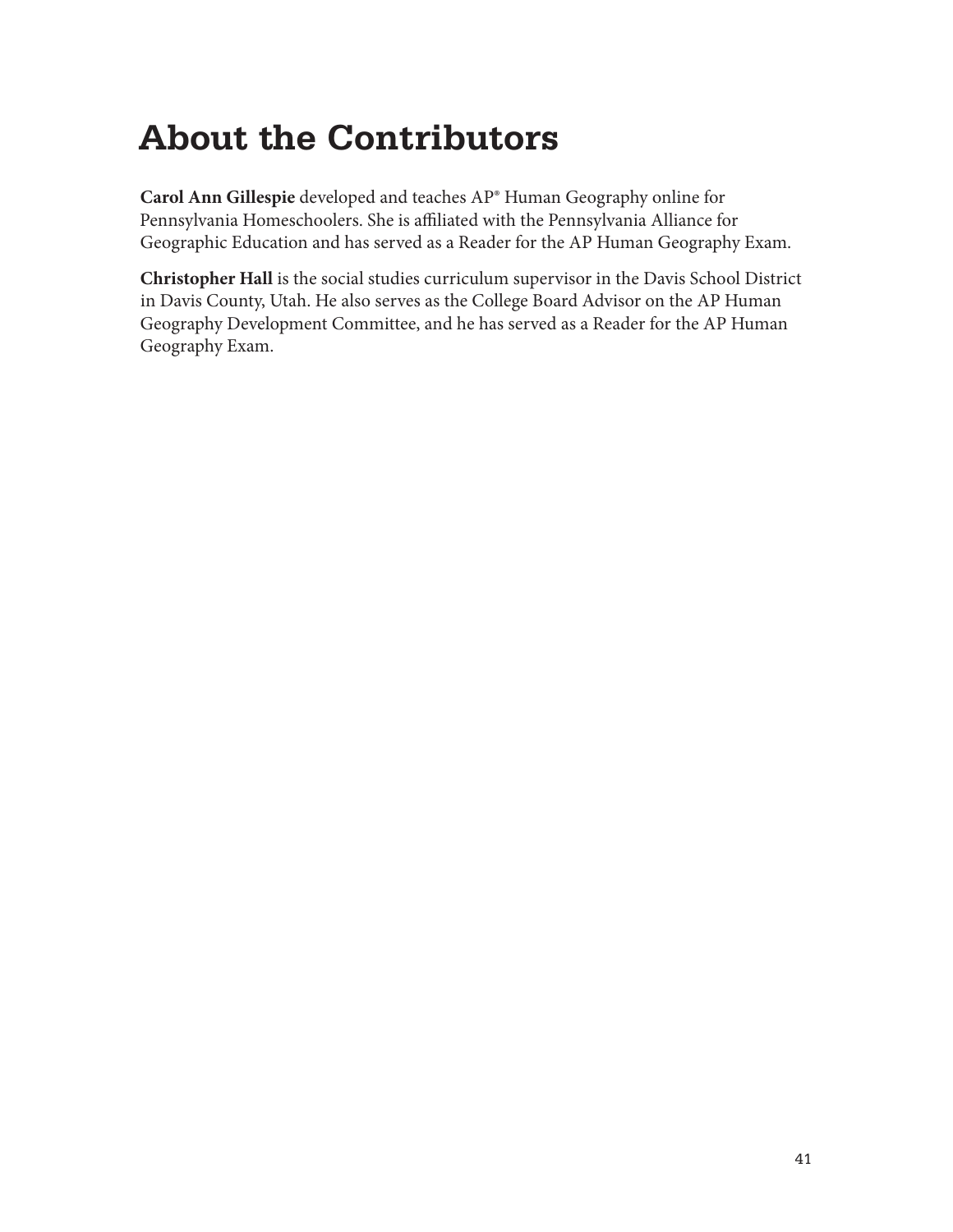# About the Contributors

**Carol Ann Gillespie** developed and teaches AP® Human Geography online for Pennsylvania Homeschoolers. She is affiliated with the Pennsylvania Alliance for Geographic Education and has served as a Reader for the AP Human Geography Exam.

**Christopher Hall** is the social studies curriculum supervisor in the Davis School District in Davis County, Utah. He also serves as the College Board Advisor on the AP Human Geography Development Committee, and he has served as a Reader for the AP Human Geography Exam.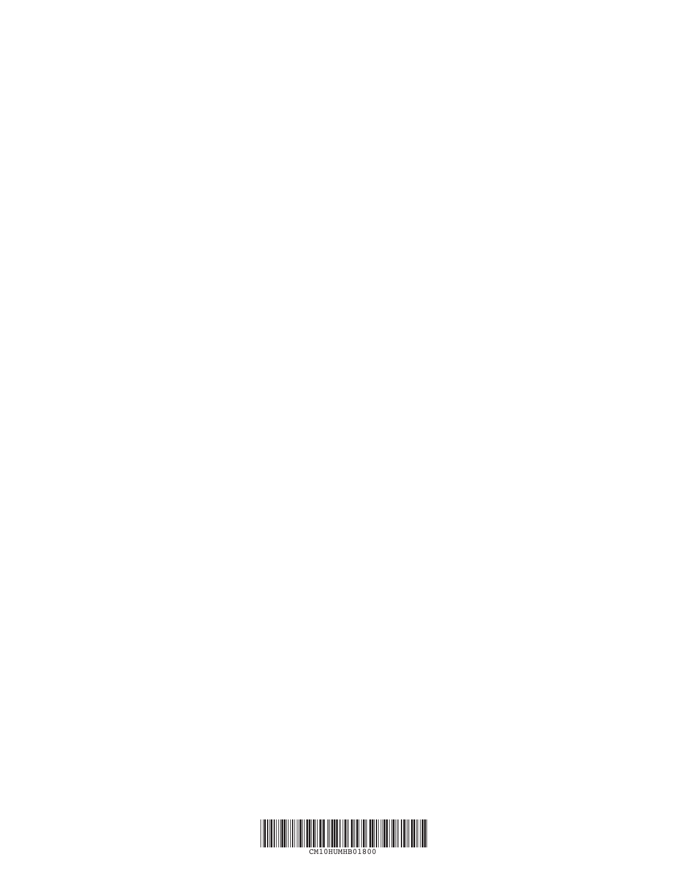CM10HUMHB01800